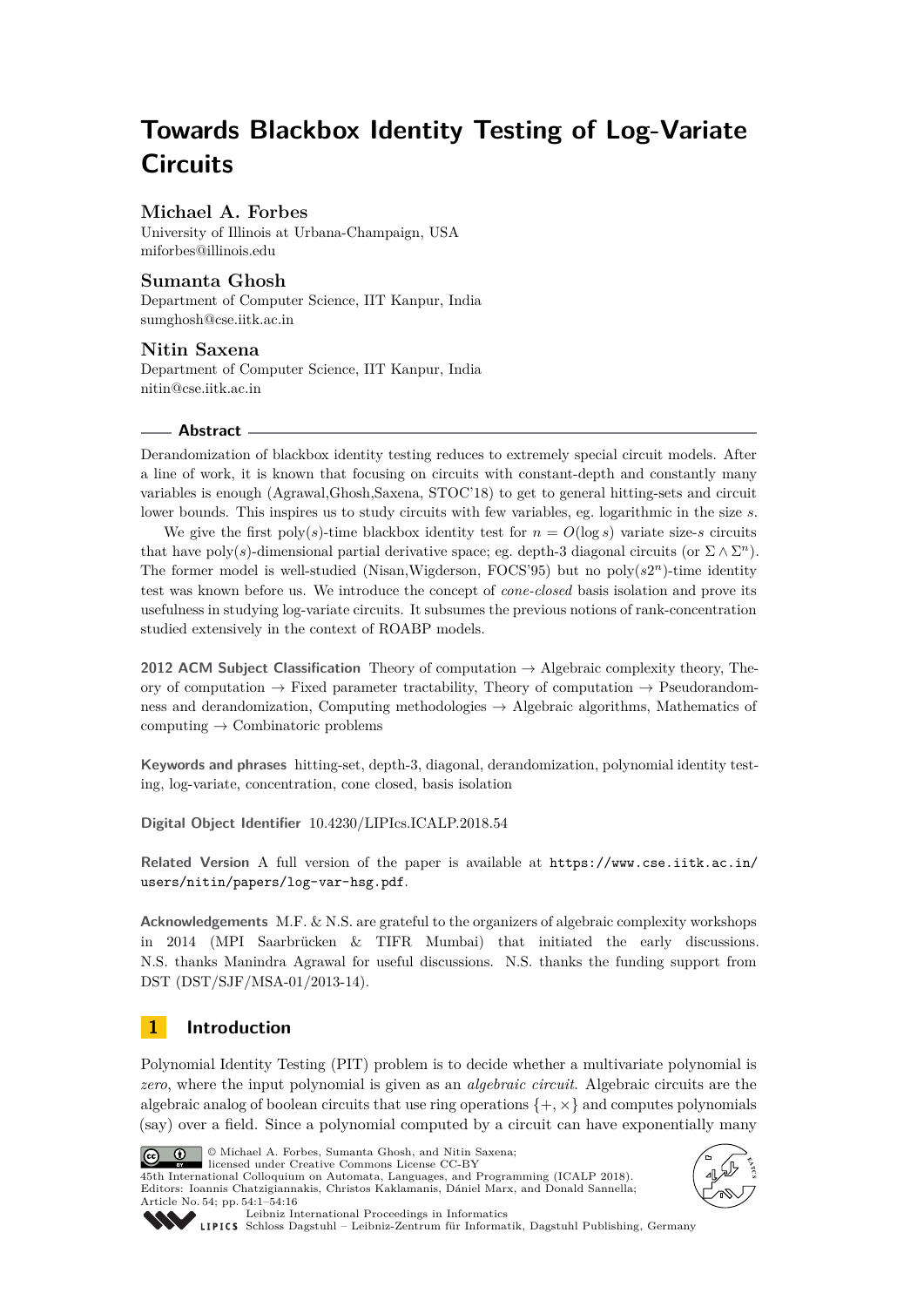# Towards Blackbox Identity Testing of Log-Variate Circuits

**Michael A. Forbes**
University of Illinois at Urbana-Champaign, USA
miforbes@illinois.edu

**Sumanta Ghosh**
Department of Computer Science, IIT Kanpur, India
sumghosh@cse.iitk.ac.in

**Nitin Saxena**
Department of Computer Science, IIT Kanpur, India
nitin@cse.iitk.ac.in

## Abstract

Derandomization of blackbox identity testing reduces to extremely special circuit models. After a line of work, it is known that focusing on circuits with constant-depth and constantly many variables is enough (Agrawal,Ghosh,Saxena, STOC'18) to get to general hitting-sets and circuit lower bounds. This inspires us to study circuits with few variables, eg. logarithmic in the size $s$.

We give the first poly($s$)-time blackbox identity test for $n = O(\log s)$ variate size-$s$ circuits that have poly($s$)-dimensional partial derivative space; eg. depth-3 diagonal circuits (or $\Sigma \wedge \Sigma^n$). The former model is well-studied (Nisan,Wigderson, FOCS'95) but no poly($s2^n$)-time identity test was known before us. We introduce the concept of *cone-closed* basis isolation and prove its usefulness in studying log-variate circuits. It subsumes the previous notions of rank-concentration studied extensively in the context of ROABP models.

**2012 ACM Subject Classification** Theory of computation → Algebraic complexity theory, Theory of computation → Fixed parameter tractability, Theory of computation → Pseudorandomness and derandomization, Computing methodologies → Algebraic algorithms, Mathematics of computing → Combinatoric problems

**Keywords and phrases** hitting-set, depth-3, diagonal, derandomization, polynomial identity testing, log-variate, concentration, cone closed, basis isolation

**Digital Object Identifier** 10.4230/LIPIcs.ICALP.2018.54

**Related Version** A full version of the paper is available at https://www.cse.iitk.ac.in/users/nitin/papers/log-var-hsg.pdf.

**Acknowledgements** M.F. & N.S. are grateful to the organizers of algebraic complexity workshops in 2014 (MPI Saarbrücken & TIFR Mumbai) that initiated the early discussions. N.S. thanks Manindra Agrawal for useful discussions. N.S. thanks the funding support from DST (DST/SJF/MSA-01/2013-14).

## 1 Introduction

Polynomial Identity Testing (PIT) problem is to decide whether a multivariate polynomial is *zero*, where the input polynomial is given as an *algebraic circuit*. Algebraic circuits are the algebraic analog of boolean circuits that use ring operations $\{+, \times\}$ and computes polynomials (say) over a field. Since a polynomial computed by a circuit can have exponentially many

© Michael A. Forbes, Sumanta Ghosh, and Nitin Saxena; licensed under Creative Commons License CC-BY
45th International Colloquium on Automata, Languages, and Programming (ICALP 2018).
Editors: Ioannis Chatzigiannakis, Christos Kaklamanis, Dániel Marx, and Donald Sannella; Article No. 54; pp. 54:1–54:16
Leibniz International Proceedings in Informatics
LIPICS Schloss Dagstuhl – Leibniz-Zentrum für Informatik, Dagstuhl Publishing, Germany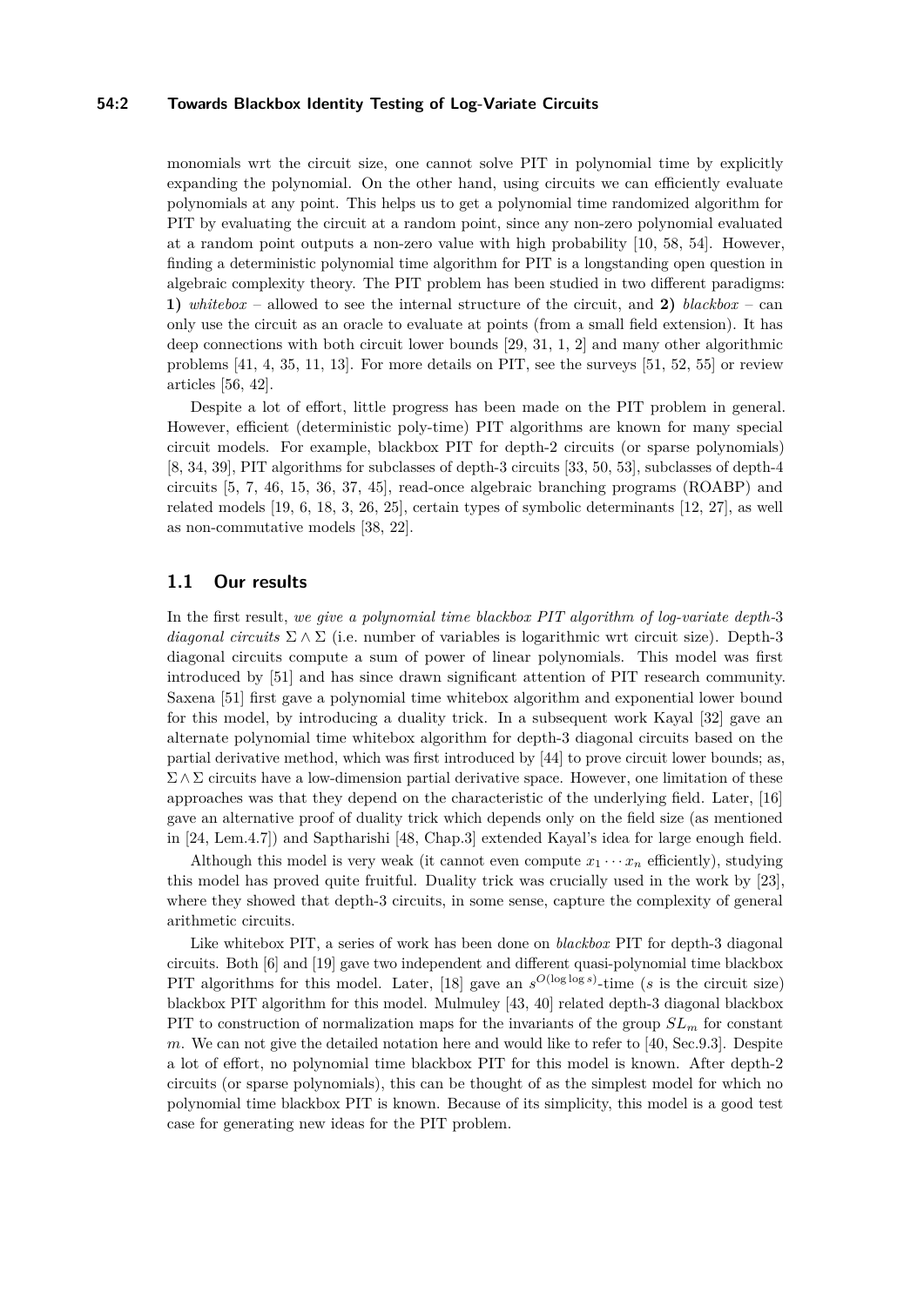monomials wrt the circuit size, one cannot solve PIT in polynomial time by explicitly expanding the polynomial. On the other hand, using circuits we can efficiently evaluate polynomials at any point. This helps us to get a polynomial time randomized algorithm for PIT by evaluating the circuit at a random point, since any non-zero polynomial evaluated at a random point outputs a non-zero value with high probability [10, 58, 54]. However, finding a deterministic polynomial time algorithm for PIT is a longstanding open question in algebraic complexity theory. The PIT problem has been studied in two different paradigms: **1)** *whitebox* – allowed to see the internal structure of the circuit, and **2)** *blackbox* – can only use the circuit as an oracle to evaluate at points (from a small field extension). It has deep connections with both circuit lower bounds [29, 31, 1, 2] and many other algorithmic problems [41, 4, 35, 11, 13]. For more details on PIT, see the surveys [51, 52, 55] or review articles [56, 42].

Despite a lot of effort, little progress has been made on the PIT problem in general. However, efficient (deterministic poly-time) PIT algorithms are known for many special circuit models. For example, blackbox PIT for depth-2 circuits (or sparse polynomials) [8, 34, 39], PIT algorithms for subclasses of depth-3 circuits [33, 50, 53], subclasses of depth-4 circuits [5, 7, 46, 15, 36, 37, 45], read-once algebraic branching programs (ROABP) and related models [19, 6, 18, 3, 26, 25], certain types of symbolic determinants [12, 27], as well as non-commutative models [38, 22].

## 1.1 Our results

In the first result, *we give a polynomial time blackbox PIT algorithm of log-variate depth-3 diagonal circuits* $\Sigma \wedge \Sigma$ (i.e. number of variables is logarithmic wrt circuit size). Depth-3 diagonal circuits compute a sum of power of linear polynomials. This model was first introduced by [51] and has since drawn significant attention of PIT research community. Saxena [51] first gave a polynomial time whitebox algorithm and exponential lower bound for this model, by introducing a duality trick. In a subsequent work Kayal [32] gave an alternate polynomial time whitebox algorithm for depth-3 diagonal circuits based on the partial derivative method, which was first introduced by [44] to prove circuit lower bounds; as, $\Sigma \wedge \Sigma$ circuits have a low-dimension partial derivative space. However, one limitation of these approaches was that they depend on the characteristic of the underlying field. Later, [16] gave an alternative proof of duality trick which depends only on the field size (as mentioned in [24, Lem.4.7]) and Saptharishi [48, Chap.3] extended Kayal's idea for large enough field.

Although this model is very weak (it cannot even compute $x_1 \cdots x_n$ efficiently), studying this model has proved quite fruitful. Duality trick was crucially used in the work by [23], where they showed that depth-3 circuits, in some sense, capture the complexity of general arithmetic circuits.

Like whitebox PIT, a series of work has been done on *blackbox* PIT for depth-3 diagonal circuits. Both [6] and [19] gave two independent and different quasi-polynomial time blackbox PIT algorithms for this model. Later, [18] gave an $s^{O(\log \log s)}$-time ($s$ is the circuit size) blackbox PIT algorithm for this model. Mulmuley [43, 40] related depth-3 diagonal blackbox PIT to construction of normalization maps for the invariants of the group $SL_m$ for constant $m$. We can not give the detailed notation here and would like to refer to [40, Sec.9.3]. Despite a lot of effort, no polynomial time blackbox PIT for this model is known. After depth-2 circuits (or sparse polynomials), this can be thought of as the simplest model for which no polynomial time blackbox PIT is known. Because of its simplicity, this model is a good test case for generating new ideas for the PIT problem.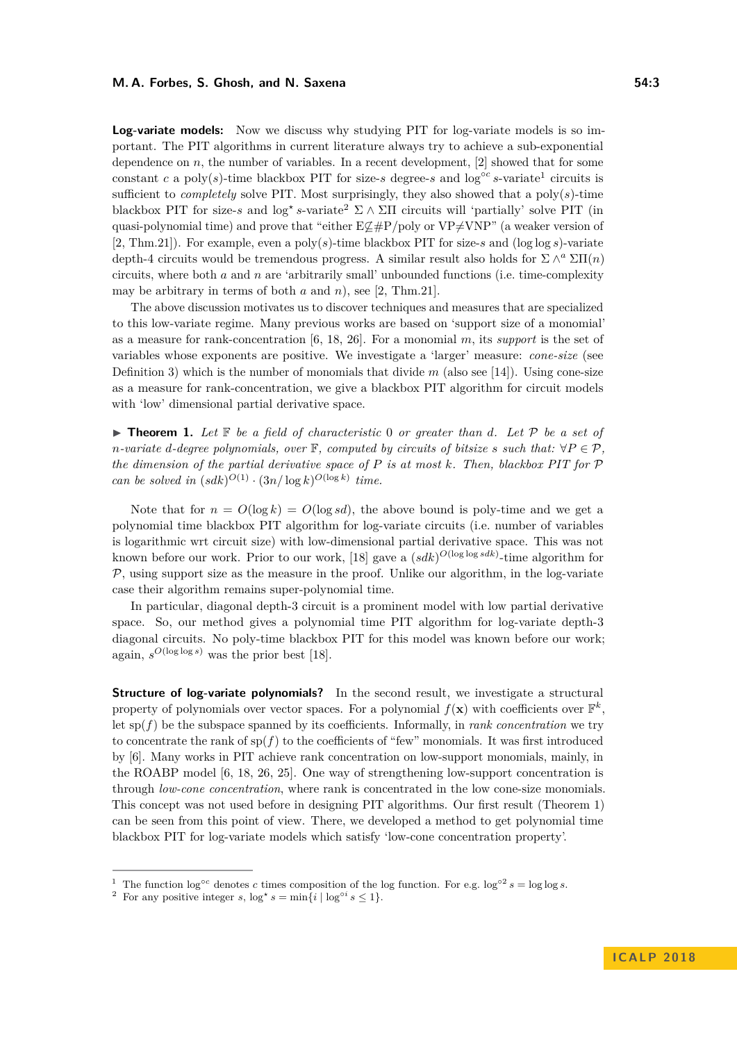**Log-variate models:** Now we discuss why studying PIT for log-variate models is so important. The PIT algorithms in current literature always try to achieve a sub-exponential dependence on $n$, the number of variables. In a recent development, [2] showed that for some constant $c$ a poly($s$)-time blackbox PIT for size-$s$ degree-$s$ and $\log^{\circ c} s$-variate[1] circuits is sufficient to *completely* solve PIT. Most surprisingly, they also showed that a poly($s$)-time blackbox PIT for size-$s$ and $\log^{\star} s$-variate[2] $\Sigma \wedge \Sigma\Pi$ circuits will 'partially' solve PIT (in quasi-polynomial time) and prove that "either E$\not\subseteq$#P/poly or VP$\neq$VNP" (a weaker version of [2, Thm.21]). For example, even a poly($s$)-time blackbox PIT for size-$s$ and $(\log\log s)$-variate depth-4 circuits would be tremendous progress. A similar result also holds for $\Sigma \wedge^a \Sigma\Pi(n)$ circuits, where both $a$ and $n$ are 'arbitrarily small' unbounded functions (i.e. time-complexity may be arbitrary in terms of both $a$ and $n$), see [2, Thm.21].

The above discussion motivates us to discover techniques and measures that are specialized to this low-variate regime. Many previous works are based on 'support size of a monomial' as a measure for rank-concentration [6, 18, 26]. For a monomial $m$, its *support* is the set of variables whose exponents are positive. We investigate a 'larger' measure: *cone-size* (see Definition 3) which is the number of monomials that divide $m$ (also see [14]). Using cone-size as a measure for rank-concentration, we give a blackbox PIT algorithm for circuit models with 'low' dimensional partial derivative space.

▶ **Theorem 1.** *Let $\mathbb{F}$ be a field of characteristic 0 or greater than $d$. Let $\mathcal{P}$ be a set of $n$-variate $d$-degree polynomials, over $\mathbb{F}$, computed by circuits of bitsize $s$ such that: $\forall P \in \mathcal{P}$, the dimension of the partial derivative space of $P$ is at most $k$. Then, blackbox PIT for $\mathcal{P}$ can be solved in $(sdk)^{O(1)} \cdot (3n/\log k)^{O(\log k)}$ time.*

Note that for $n = O(\log k) = O(\log sd)$, the above bound is poly-time and we get a polynomial time blackbox PIT algorithm for log-variate circuits (i.e. number of variables is logarithmic wrt circuit size) with low-dimensional partial derivative space. This was not known before our work. Prior to our work, [18] gave a $(sdk)^{O(\log\log sdk)}$-time algorithm for $\mathcal{P}$, using support size as the measure in the proof. Unlike our algorithm, in the log-variate case their algorithm remains super-polynomial time.

In particular, diagonal depth-3 circuit is a prominent model with low partial derivative space. So, our method gives a polynomial time PIT algorithm for log-variate depth-3 diagonal circuits. No poly-time blackbox PIT for this model was known before our work; again, $s^{O(\log\log s)}$ was the prior best [18].

**Structure of log-variate polynomials?** In the second result, we investigate a structural property of polynomials over vector spaces. For a polynomial $f(\mathbf{x})$ with coefficients over $\mathbb{F}^k$, let sp($f$) be the subspace spanned by its coefficients. Informally, in *rank concentration* we try to concentrate the rank of sp($f$) to the coefficients of "few" monomials. It was first introduced by [6]. Many works in PIT achieve rank concentration on low-support monomials, mainly, in the ROABP model [6, 18, 26, 25]. One way of strengthening low-support concentration is through *low-cone concentration*, where rank is concentrated in the low cone-size monomials. This concept was not used before in designing PIT algorithms. Our first result (Theorem 1) can be seen from this point of view. There, we developed a method to get polynomial time blackbox PIT for log-variate models which satisfy 'low-cone concentration property'.

---

[1] The function $\log^{\circ c}$ denotes $c$ times composition of the log function. For e.g. $\log^{\circ 2} s = \log\log s$.

[2] For any positive integer $s$, $\log^{\star} s = \min\{i \mid \log^{\circ i} s \leq 1\}$.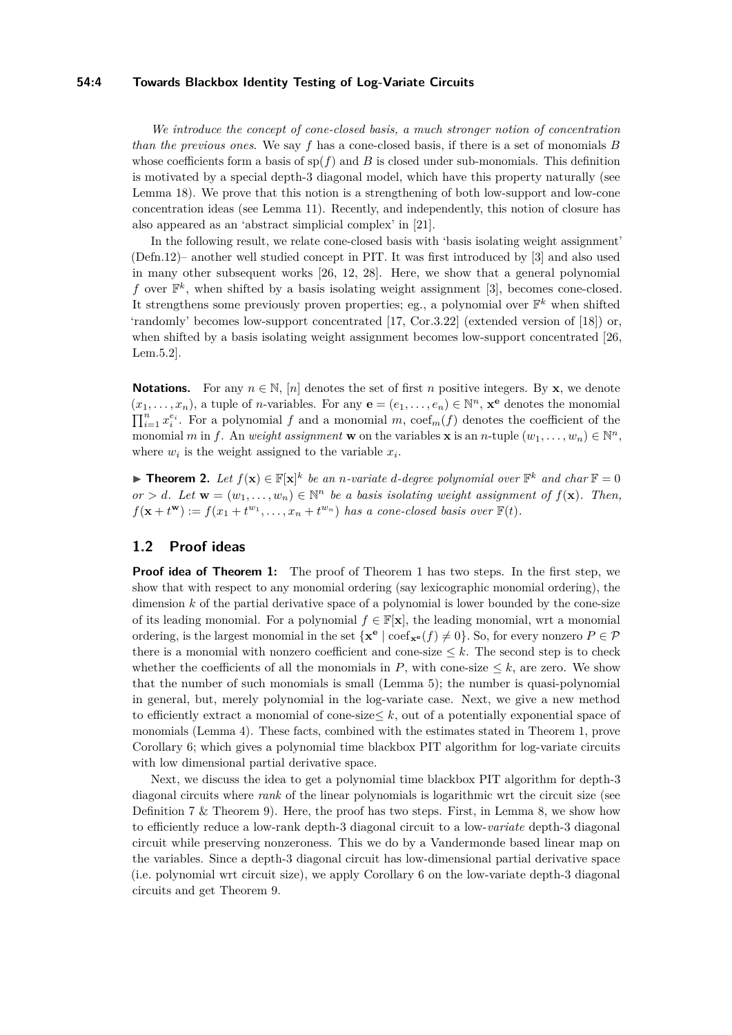*We introduce the concept of cone-closed basis, a much stronger notion of concentration than the previous ones*. We say $f$ has a cone-closed basis, if there is a set of monomials $B$ whose coefficients form a basis of $\mathrm{sp}(f)$ and $B$ is closed under sub-monomials. This definition is motivated by a special depth-3 diagonal model, which have this property naturally (see Lemma 18). We prove that this notion is a strengthening of both low-support and low-cone concentration ideas (see Lemma 11). Recently, and independently, this notion of closure has also appeared as an 'abstract simplicial complex' in [21].

In the following result, we relate cone-closed basis with 'basis isolating weight assignment' (Defn.12)– another well studied concept in PIT. It was first introduced by [3] and also used in many other subsequent works [26, 12, 28]. Here, we show that a general polynomial $f$ over $\mathbb{F}^k$, when shifted by a basis isolating weight assignment [3], becomes cone-closed. It strengthens some previously proven properties; eg., a polynomial over $\mathbb{F}^k$ when shifted 'randomly' becomes low-support concentrated [17, Cor.3.22] (extended version of [18]) or, when shifted by a basis isolating weight assignment becomes low-support concentrated [26, Lem.5.2].

**Notations.** For any $n \in \mathbb{N}$, $[n]$ denotes the set of first $n$ positive integers. By $\mathbf{x}$, we denote $(x_1, \ldots, x_n)$, a tuple of $n$-variables. For any $\mathbf{e} = (e_1, \ldots, e_n) \in \mathbb{N}^n$, $\mathbf{x}^{\mathbf{e}}$ denotes the monomial $\prod_{i=1}^{n} x_i^{e_i}$. For a polynomial $f$ and a monomial $m$, $\mathrm{coef}_m(f)$ denotes the coefficient of the monomial $m$ in $f$. An *weight assignment* $\mathbf{w}$ on the variables $\mathbf{x}$ is an $n$-tuple $(w_1, \ldots, w_n) \in \mathbb{N}^n$, where $w_i$ is the weight assigned to the variable $x_i$.

▶ **Theorem 2.** *Let $f(\mathbf{x}) \in \mathbb{F}[\mathbf{x}]^k$ be an $n$-variate $d$-degree polynomial over $\mathbb{F}^k$ and char $\mathbb{F} = 0$ or $> d$. Let $\mathbf{w} = (w_1, \ldots, w_n) \in \mathbb{N}^n$ be a basis isolating weight assignment of $f(\mathbf{x})$. Then, $f(\mathbf{x} + t^{\mathbf{w}}) := f(x_1 + t^{w_1}, \ldots, x_n + t^{w_n})$ has a cone-closed basis over $\mathbb{F}(t)$.*

## 1.2 Proof ideas

**Proof idea of Theorem 1:** The proof of Theorem 1 has two steps. In the first step, we show that with respect to any monomial ordering (say lexicographic monomial ordering), the dimension $k$ of the partial derivative space of a polynomial is lower bounded by the cone-size of its leading monomial. For a polynomial $f \in \mathbb{F}[\mathbf{x}]$, the leading monomial, wrt a monomial ordering, is the largest monomial in the set $\{\mathbf{x}^{\mathbf{e}} \mid \mathrm{coef}_{\mathbf{x}^{\mathbf{e}}}(f) \neq 0\}$. So, for every nonzero $P \in \mathcal{P}$ there is a monomial with nonzero coefficient and cone-size $\leq k$. The second step is to check whether the coefficients of all the monomials in $P$, with cone-size $\leq k$, are zero. We show that the number of such monomials is small (Lemma 5); the number is quasi-polynomial in general, but, merely polynomial in the log-variate case. Next, we give a new method to efficiently extract a monomial of cone-size$\leq k$, out of a potentially exponential space of monomials (Lemma 4). These facts, combined with the estimates stated in Theorem 1, prove Corollary 6; which gives a polynomial time blackbox PIT algorithm for log-variate circuits with low dimensional partial derivative space.

Next, we discuss the idea to get a polynomial time blackbox PIT algorithm for depth-3 diagonal circuits where *rank* of the linear polynomials is logarithmic wrt the circuit size (see Definition 7 & Theorem 9). Here, the proof has two steps. First, in Lemma 8, we show how to efficiently reduce a low-rank depth-3 diagonal circuit to a low-*variate* depth-3 diagonal circuit while preserving nonzeroness. This we do by a Vandermonde based linear map on the variables. Since a depth-3 diagonal circuit has low-dimensional partial derivative space (i.e. polynomial wrt circuit size), we apply Corollary 6 on the low-variate depth-3 diagonal circuits and get Theorem 9.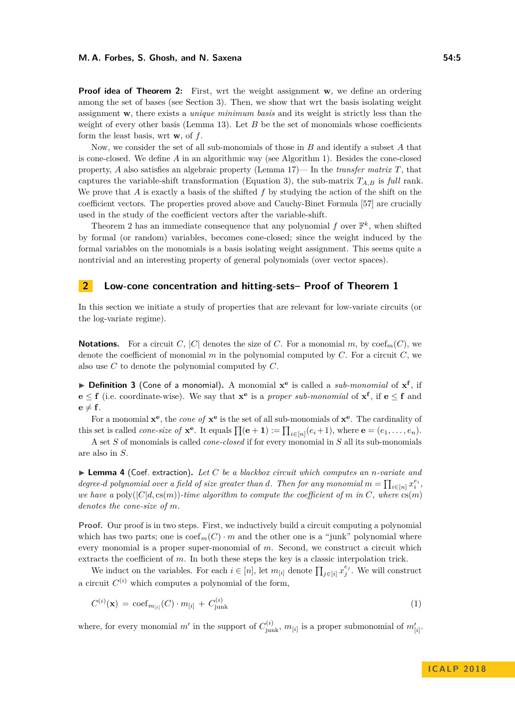**Proof idea of Theorem 2:** First, wrt the weight assignment $\mathbf{w}$, we define an ordering among the set of bases (see Section 3). Then, we show that wrt the basis isolating weight assignment $\mathbf{w}$, there exists a *unique minimum basis* and its weight is strictly less than the weight of every other basis (Lemma 13). Let $B$ be the set of monomials whose coefficients form the least basis, wrt $\mathbf{w}$, of $f$.

Now, we consider the set of all sub-monomials of those in $B$ and identify a subset $A$ that is cone-closed. We define $A$ in an algorithmic way (see Algorithm 1). Besides the cone-closed property, $A$ also satisfies an algebraic property (Lemma 17)— In the *transfer matrix* $T$, that captures the variable-shift transformation (Equation 3), the sub-matrix $T_{A,B}$ is *full* rank. We prove that $A$ is exactly a basis of the shifted $f$ by studying the action of the shift on the coefficient vectors. The properties proved above and Cauchy-Binet Formula [57] are crucially used in the study of the coefficient vectors after the variable-shift.

Theorem 2 has an immediate consequence that any polynomial $f$ over $\mathbb{F}^k$, when shifted by formal (or random) variables, becomes cone-closed; since the weight induced by the formal variables on the monomials is a basis isolating weight assignment. This seems quite a nontrivial and an interesting property of general polynomials (over vector spaces).

## 2 Low-cone concentration and hitting-sets– Proof of Theorem 1

In this section we initiate a study of properties that are relevant for low-variate circuits (or the log-variate regime).

**Notations.** For a circuit $C$, $|C|$ denotes the size of $C$. For a monomial $m$, by $\mathrm{coef}_m(C)$, we denote the coefficient of monomial $m$ in the polynomial computed by $C$. For a circuit $C$, we also use $C$ to denote the polynomial computed by $C$.

▶ **Definition 3** (Cone of a monomial). A monomial $\mathbf{x}^{\mathbf{e}}$ is called a *sub-monomial* of $\mathbf{x}^{\mathbf{f}}$, if $\mathbf{e} \leq \mathbf{f}$ (i.e. coordinate-wise). We say that $\mathbf{x}^{\mathbf{e}}$ is a *proper sub-monomial* of $\mathbf{x}^{\mathbf{f}}$, if $\mathbf{e} \leq \mathbf{f}$ and $\mathbf{e} \neq \mathbf{f}$.

For a monomial $\mathbf{x}^{\mathbf{e}}$, the *cone of* $\mathbf{x}^{\mathbf{e}}$ is the set of all sub-monomials of $\mathbf{x}^{\mathbf{e}}$. The cardinality of this set is called *cone-size of* $\mathbf{x}^{\mathbf{e}}$. It equals $\prod(\mathbf{e}+\mathbf{1}) := \prod_{i\in[n]}(e_i+1)$, where $\mathbf{e} = (e_1, \ldots, e_n)$.

A set $S$ of monomials is called *cone-closed* if for every monomial in $S$ all its sub-monomials are also in $S$.

▶ **Lemma 4** (Coef. extraction). *Let $C$ be a blackbox circuit which computes an $n$-variate and degree-$d$ polynomial over a field of size greater than $d$. Then for any monomial $m = \prod_{i\in[n]} x_i^{e_i}$, we have a $\mathrm{poly}(|C|d, \mathrm{cs}(m))$-time algorithm to compute the coefficient of $m$ in $C$, where $\mathrm{cs}(m)$ denotes the cone-size of $m$.*

**Proof.** Our proof is in two steps. First, we inductively build a circuit computing a polynomial which has two parts; one is $\mathrm{coef}_m(C) \cdot m$ and the other one is a "junk" polynomial where every monomial is a proper super-monomial of $m$. Second, we construct a circuit which extracts the coefficient of $m$. In both these steps the key is a classic interpolation trick.

We induct on the variables. For each $i \in [n]$, let $m_{[i]}$ denote $\prod_{j\in[i]} x_j^{e_j}$. We will construct a circuit $C^{(i)}$ which computes a polynomial of the form,

$$C^{(i)}(\mathbf{x}) \;=\; \mathrm{coef}_{m_{[i]}}(C) \cdot m_{[i]} \;+\; C^{(i)}_{\mathrm{junk}} \tag{1}$$

where, for every monomial $m'$ in the support of $C^{(i)}_{\mathrm{junk}}$, $m_{[i]}$ is a proper submonomial of $m'_{[i]}$.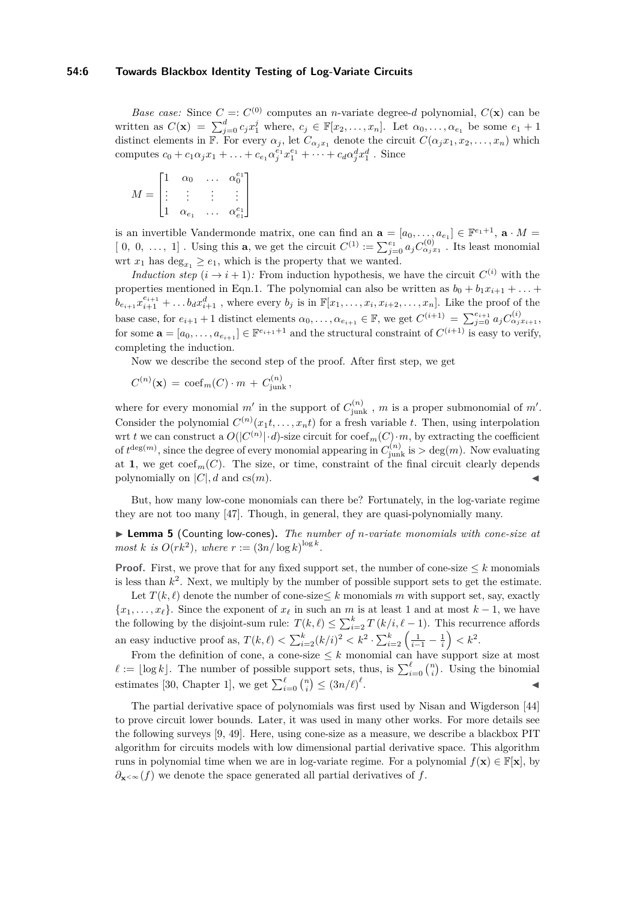*Base case:* Since $C =: C^{(0)}$ computes an $n$-variate degree-$d$ polynomial, $C(\mathbf{x})$ can be written as $C(\mathbf{x}) = \sum_{j=0}^{d} c_j x_1^j$ where, $c_j \in \mathbb{F}[x_2, \ldots, x_n]$. Let $\alpha_0, \ldots, \alpha_{e_1}$ be some $e_1 + 1$ distinct elements in $\mathbb{F}$. For every $\alpha_j$, let $C_{\alpha_j x_1}$ denote the circuit $C(\alpha_j x_1, x_2, \ldots, x_n)$ which computes $c_0 + c_1\alpha_j x_1 + \ldots + c_{e_1}\alpha_j^{e_1} x_1^{e_1} + \cdots + c_d \alpha_j^d x_1^d$ . Since

$$M = \begin{bmatrix} 1 & \alpha_0 & \ldots & \alpha_0^{e_1} \\ \vdots & \vdots & \vdots & \vdots \\ 1 & \alpha_{e_1} & \ldots & \alpha_{e_1}^{e_1} \end{bmatrix}$$

is an invertible Vandermonde matrix, one can find an $\mathbf{a} = [a_0, \ldots, a_{e_1}] \in \mathbb{F}^{e_1+1}$, $\mathbf{a} \cdot M = [\ 0,\ 0,\ \ldots,\ 1]$ . Using this $\mathbf{a}$, we get the circuit $C^{(1)} := \sum_{j=0}^{e_1} a_j C^{(0)}_{\alpha_j x_1}$ . Its least monomial wrt $x_1$ has $\deg_{x_1} \geq e_1$, which is the property that we wanted.

*Induction step* $(i \to i+1)$*:* From induction hypothesis, we have the circuit $C^{(i)}$ with the properties mentioned in Eqn.1. The polynomial can also be written as $b_0 + b_1 x_{i+1} + \ldots + b_{e_{i+1}} x_{i+1}^{e_{i+1}} + \ldots b_d x_{i+1}^d$ , where every $b_j$ is in $\mathbb{F}[x_1, \ldots, x_i, x_{i+2}, \ldots, x_n]$. Like the proof of the base case, for $e_{i+1}+1$ distinct elements $\alpha_0, \ldots, \alpha_{e_{i+1}} \in \mathbb{F}$, we get $C^{(i+1)} = \sum_{j=0}^{e_{i+1}} a_j C^{(i)}_{\alpha_j x_{i+1}}$, for some $\mathbf{a} = [a_0, \ldots, a_{e_{i+1}}] \in \mathbb{F}^{e_{i+1}+1}$ and the structural constraint of $C^{(i+1)}$ is easy to verify, completing the induction.

Now we describe the second step of the proof. After first step, we get

$$C^{(n)}(\mathbf{x}) \;=\; \text{coef}_m(C) \cdot m \;+\; C^{(n)}_{\text{junk}}\,,$$

where for every monomial $m'$ in the support of $C^{(n)}_{\text{junk}}$ , $m$ is a proper submonomial of $m'$. Consider the polynomial $C^{(n)}(x_1 t, \ldots, x_n t)$ for a fresh variable $t$. Then, using interpolation wrt $t$ we can construct a $O(|C^{(n)}| \cdot d)$-size circuit for $\text{coef}_m(C) \cdot m$, by extracting the coefficient of $t^{\deg(m)}$, since the degree of every monomial appearing in $C^{(n)}_{\text{junk}}$ is $> \deg(m)$. Now evaluating at $\mathbf{1}$, we get $\text{coef}_m(C)$. The size, or time, constraint of the final circuit clearly depends polynomially on $|C|, d$ and $\text{cs}(m)$. ◀

But, how many low-cone monomials can there be? Fortunately, in the log-variate regime they are not too many [47]. Though, in general, they are quasi-polynomially many.

▶ **Lemma 5** (Counting low-cones)**.** *The number of $n$-variate monomials with cone-size at most $k$ is $O(rk^2)$, where $r := (3n/\log k)^{\log k}$.*

**Proof.** First, we prove that for any fixed support set, the number of cone-size $\leq k$ monomials is less than $k^2$. Next, we multiply by the number of possible support sets to get the estimate.

Let $T(k, \ell)$ denote the number of cone-size$\leq k$ monomials $m$ with support set, say, exactly $\{x_1, \ldots, x_\ell\}$. Since the exponent of $x_\ell$ in such an $m$ is at least 1 and at most $k-1$, we have the following by the disjoint-sum rule: $T(k, \ell) \leq \sum_{i=2}^{k} T(k/i, \ell - 1)$. This recurrence affords an easy inductive proof as, $T(k, \ell) < \sum_{i=2}^{k} (k/i)^2 < k^2 \cdot \sum_{i=2}^{k} \left(\frac{1}{i-1} - \frac{1}{i}\right) < k^2$.

From the definition of cone, a cone-size $\leq k$ monomial can have support size at most $\ell := \lfloor \log k \rfloor$. The number of possible support sets, thus, is $\sum_{i=0}^{\ell} \binom{n}{i}$. Using the binomial estimates [30, Chapter 1], we get $\sum_{i=0}^{\ell} \binom{n}{i} \leq (3n/\ell)^\ell$. ◀

The partial derivative space of polynomials was first used by Nisan and Wigderson [44] to prove circuit lower bounds. Later, it was used in many other works. For more details see the following surveys [9, 49]. Here, using cone-size as a measure, we describe a blackbox PIT algorithm for circuits models with low dimensional partial derivative space. This algorithm runs in polynomial time when we are in log-variate regime. For a polynomial $f(\mathbf{x}) \in \mathbb{F}[\mathbf{x}]$, by $\partial_{\mathbf{x}^{<\infty}}(f)$ we denote the space generated all partial derivatives of $f$.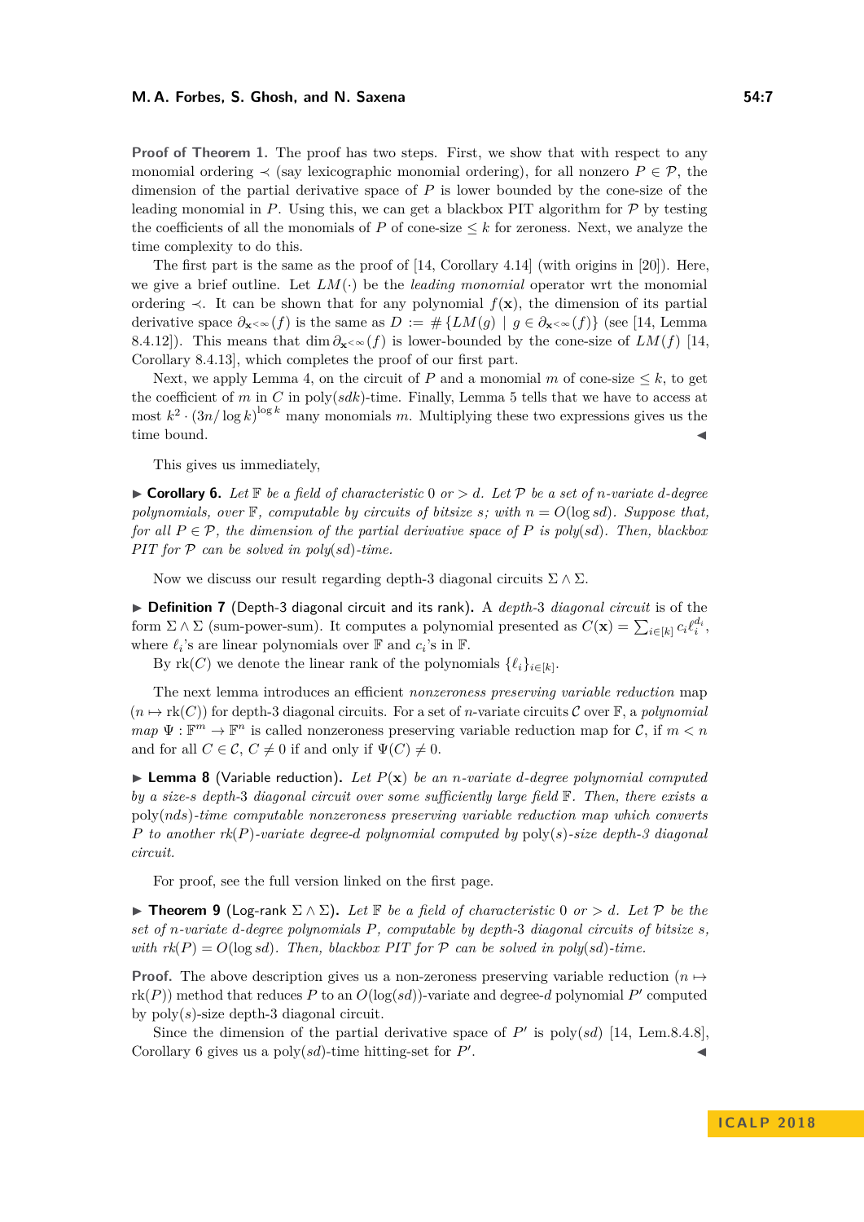**Proof of Theorem 1.** The proof has two steps. First, we show that with respect to any monomial ordering $\prec$ (say lexicographic monomial ordering), for all nonzero $P \in \mathcal{P}$, the dimension of the partial derivative space of $P$ is lower bounded by the cone-size of the leading monomial in $P$. Using this, we can get a blackbox PIT algorithm for $\mathcal{P}$ by testing the coefficients of all the monomials of $P$ of cone-size $\leq k$ for zeroness. Next, we analyze the time complexity to do this.

The first part is the same as the proof of [14, Corollary 4.14] (with origins in [20]). Here, we give a brief outline. Let $LM(\cdot)$ be the *leading monomial* operator wrt the monomial ordering $\prec$. It can be shown that for any polynomial $f(\mathbf{x})$, the dimension of its partial derivative space $\partial_{\mathbf{x}^{<\infty}}(f)$ is the same as $D := \#\{LM(g) \mid g \in \partial_{\mathbf{x}^{<\infty}}(f)\}$ (see [14, Lemma 8.4.12]). This means that $\dim \partial_{\mathbf{x}^{<\infty}}(f)$ is lower-bounded by the cone-size of $LM(f)$ [14, Corollary 8.4.13], which completes the proof of our first part.

Next, we apply Lemma 4, on the circuit of $P$ and a monomial $m$ of cone-size $\leq k$, to get the coefficient of $m$ in $C$ in poly$(sdk)$-time. Finally, Lemma 5 tells that we have to access at most $k^2 \cdot (3n/\log k)^{\log k}$ many monomials $m$. Multiplying these two expressions gives us the time bound. ◀

This gives us immediately,

▶ **Corollary 6.** *Let $\mathbb{F}$ be a field of characteristic 0 or $> d$. Let $\mathcal{P}$ be a set of $n$-variate $d$-degree polynomials, over $\mathbb{F}$, computable by circuits of bitsize $s$; with $n = O(\log sd)$. Suppose that, for all $P \in \mathcal{P}$, the dimension of the partial derivative space of $P$ is poly$(sd)$. Then, blackbox PIT for $\mathcal{P}$ can be solved in poly$(sd)$-time.*

Now we discuss our result regarding depth-3 diagonal circuits $\Sigma \wedge \Sigma$.

▶ **Definition 7** (Depth-3 diagonal circuit and its rank). A *depth-3 diagonal circuit* is of the form $\Sigma \wedge \Sigma$ (sum-power-sum). It computes a polynomial presented as $C(\mathbf{x}) = \sum_{i \in [k]} c_i \ell_i^{d_i}$, where $\ell_i$'s are linear polynomials over $\mathbb{F}$ and $c_i$'s in $\mathbb{F}$.

By rk$(C)$ we denote the linear rank of the polynomials $\{\ell_i\}_{i \in [k]}$.

The next lemma introduces an efficient *nonzeroness preserving variable reduction* map $(n \mapsto \text{rk}(C))$ for depth-3 diagonal circuits. For a set of $n$-variate circuits $\mathcal{C}$ over $\mathbb{F}$, a *polynomial map* $\Psi : \mathbb{F}^m \to \mathbb{F}^n$ is called nonzeroness preserving variable reduction map for $\mathcal{C}$, if $m < n$ and for all $C \in \mathcal{C}$, $C \neq 0$ if and only if $\Psi(C) \neq 0$.

▶ **Lemma 8** (Variable reduction). *Let $P(\mathbf{x})$ be an $n$-variate $d$-degree polynomial computed by a size-$s$ depth-3 diagonal circuit over some sufficiently large field $\mathbb{F}$. Then, there exists a poly$(nds)$-time computable nonzeroness preserving variable reduction map which converts $P$ to another rk$(P)$-variate degree-$d$ polynomial computed by poly$(s)$-size depth-3 diagonal circuit.*

For proof, see the full version linked on the first page.

▶ **Theorem 9** (Log-rank $\Sigma \wedge \Sigma$). *Let $\mathbb{F}$ be a field of characteristic 0 or $> d$. Let $\mathcal{P}$ be the set of $n$-variate $d$-degree polynomials $P$, computable by depth-3 diagonal circuits of bitsize $s$, with rk$(P) = O(\log sd)$. Then, blackbox PIT for $\mathcal{P}$ can be solved in poly$(sd)$-time.*

**Proof.** The above description gives us a non-zeroness preserving variable reduction $(n \mapsto \text{rk}(P))$ method that reduces $P$ to an $O(\log(sd))$-variate and degree-$d$ polynomial $P'$ computed by poly$(s)$-size depth-3 diagonal circuit.

Since the dimension of the partial derivative space of $P'$ is poly$(sd)$ [14, Lem.8.4.8], Corollary 6 gives us a poly$(sd)$-time hitting-set for $P'$. ◀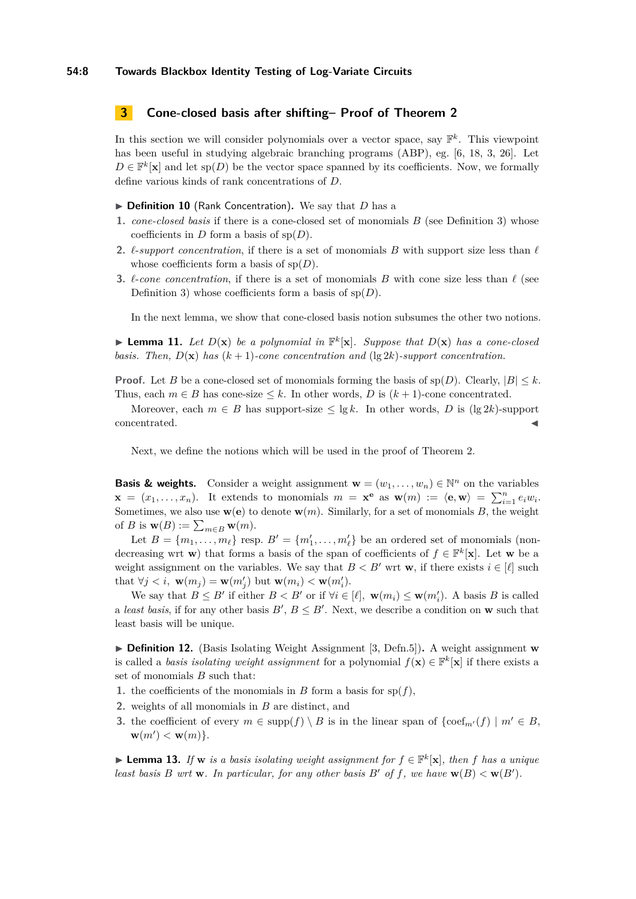## 3 Cone-closed basis after shifting– Proof of Theorem 2

In this section we will consider polynomials over a vector space, say $\mathbb{F}^k$. This viewpoint has been useful in studying algebraic branching programs (ABP), eg. [6, 18, 3, 26]. Let $D \in \mathbb{F}^k[\mathbf{x}]$ and let $\text{sp}(D)$ be the vector space spanned by its coefficients. Now, we formally define various kinds of rank concentrations of $D$.

▶ **Definition 10** (Rank Concentration)**.** We say that $D$ has a

1. *cone-closed basis* if there is a cone-closed set of monomials $B$ (see Definition 3) whose coefficients in $D$ form a basis of $\text{sp}(D)$.
2. *$\ell$-support concentration*, if there is a set of monomials $B$ with support size less than $\ell$ whose coefficients form a basis of $\text{sp}(D)$.
3. *$\ell$-cone concentration*, if there is a set of monomials $B$ with cone size less than $\ell$ (see Definition 3) whose coefficients form a basis of $\text{sp}(D)$.

In the next lemma, we show that cone-closed basis notion subsumes the other two notions.

▶ **Lemma 11.** *Let $D(\mathbf{x})$ be a polynomial in $\mathbb{F}^k[\mathbf{x}]$. Suppose that $D(\mathbf{x})$ has a cone-closed basis. Then, $D(\mathbf{x})$ has $(k+1)$-cone concentration and $(\lg 2k)$-support concentration.*

**Proof.** Let $B$ be a cone-closed set of monomials forming the basis of $\text{sp}(D)$. Clearly, $|B| \leq k$. Thus, each $m \in B$ has cone-size $\leq k$. In other words, $D$ is $(k+1)$-cone concentrated.

Moreover, each $m \in B$ has support-size $\leq \lg k$. In other words, $D$ is $(\lg 2k)$-support concentrated. ◀

Next, we define the notions which will be used in the proof of Theorem 2.

**Basis & weights.** Consider a weight assignment $\mathbf{w} = (w_1, \ldots, w_n) \in \mathbb{N}^n$ on the variables $\mathbf{x} = (x_1, \ldots, x_n)$. It extends to monomials $m = \mathbf{x}^{\mathbf{e}}$ as $\mathbf{w}(m) := \langle \mathbf{e}, \mathbf{w} \rangle = \sum_{i=1}^{n} e_i w_i$. Sometimes, we also use $\mathbf{w}(\mathbf{e})$ to denote $\mathbf{w}(m)$. Similarly, for a set of monomials $B$, the weight of $B$ is $\mathbf{w}(B) := \sum_{m \in B} \mathbf{w}(m)$.

Let $B = \{m_1, \ldots, m_\ell\}$ resp. $B' = \{m'_1, \ldots, m'_\ell\}$ be an ordered set of monomials (non-decreasing wrt $\mathbf{w}$) that forms a basis of the span of coefficients of $f \in \mathbb{F}^k[\mathbf{x}]$. Let $\mathbf{w}$ be a weight assignment on the variables. We say that $B < B'$ wrt $\mathbf{w}$, if there exists $i \in [\ell]$ such that $\forall j < i,\ \mathbf{w}(m_j) = \mathbf{w}(m'_j)$ but $\mathbf{w}(m_i) < \mathbf{w}(m'_i)$.

We say that $B \leq B'$ if either $B < B'$ or if $\forall i \in [\ell],\ \mathbf{w}(m_i) \leq \mathbf{w}(m'_i)$. A basis $B$ is called a *least basis*, if for any other basis $B'$, $B \leq B'$. Next, we describe a condition on $\mathbf{w}$ such that least basis will be unique.

▶ **Definition 12.** (Basis Isolating Weight Assignment [3, Defn.5])**.** A weight assignment $\mathbf{w}$ is called a *basis isolating weight assignment* for a polynomial $f(\mathbf{x}) \in \mathbb{F}^k[\mathbf{x}]$ if there exists a set of monomials $B$ such that:

1. the coefficients of the monomials in $B$ form a basis for $\text{sp}(f)$,
2. weights of all monomials in $B$ are distinct, and
3. the coefficient of every $m \in \text{supp}(f) \setminus B$ is in the linear span of $\{\text{coef}_{m'}(f) \mid m' \in B,\ \mathbf{w}(m') < \mathbf{w}(m)\}$.

▶ **Lemma 13.** *If $\mathbf{w}$ is a basis isolating weight assignment for $f \in \mathbb{F}^k[\mathbf{x}]$, then $f$ has a unique least basis $B$ wrt $\mathbf{w}$. In particular, for any other basis $B'$ of $f$, we have $\mathbf{w}(B) < \mathbf{w}(B')$.*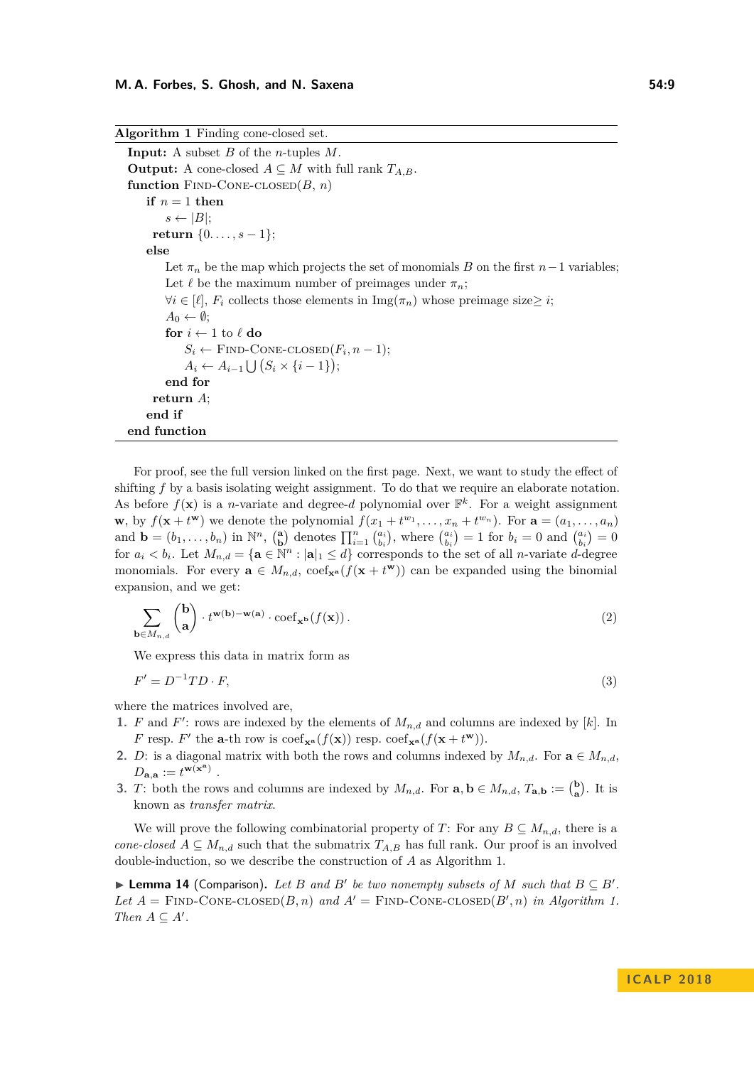**Algorithm 1** Finding cone-closed set.

```
Input: A subset B of the n-tuples M.
Output: A cone-closed A ⊆ M with full rank T_{A,B}.
function Find-Cone-closed(B, n)
    if n = 1 then
        s ← |B|;
     return {0. . . . , s − 1};
    else
        Let π_n be the map which projects the set of monomials B on the first n−1 variables;
        Let ℓ be the maximum number of preimages under π_n;
        ∀i ∈ [ℓ], F_i collects those elements in Img(π_n) whose preimage size ≥ i;
        A_0 ← ∅;
        for i ← 1 to ℓ do
            S_i ← Find-Cone-closed(F_i, n − 1);
            A_i ← A_{i−1} ⋃ (S_i × {i − 1});
        end for
     return A;
    end if
end function
```

For proof, see the full version linked on the first page. Next, we want to study the effect of shifting $f$ by a basis isolating weight assignment. To do that we require an elaborate notation. As before $f(\mathbf{x})$ is a $n$-variate and degree-$d$ polynomial over $\mathbb{F}^k$. For a weight assignment $\mathbf{w}$, by $f(\mathbf{x}+t^{\mathbf{w}})$ we denote the polynomial $f(x_1+t^{w_1},\ldots,x_n+t^{w_n})$. For $\mathbf{a}=(a_1,\ldots,a_n)$ and $\mathbf{b}=(b_1,\ldots,b_n)$ in $\mathbb{N}^n$, $\binom{\mathbf{a}}{\mathbf{b}}$ denotes $\prod_{i=1}^{n}\binom{a_i}{b_i}$, where $\binom{a_i}{b_i}=1$ for $b_i=0$ and $\binom{a_i}{b_i}=0$ for $a_i<b_i$. Let $M_{n,d}=\{\mathbf{a}\in\mathbb{N}^n : |\mathbf{a}|_1\le d\}$ corresponds to the set of all $n$-variate $d$-degree monomials. For every $\mathbf{a}\in M_{n,d}$, $\mathrm{coef}_{\mathbf{x}^{\mathbf{a}}}(f(\mathbf{x}+t^{\mathbf{w}}))$ can be expanded using the binomial expansion, and we get:

$$\sum_{\mathbf{b}\in M_{n,d}}\binom{\mathbf{b}}{\mathbf{a}}\cdot t^{\mathbf{w}(\mathbf{b})-\mathbf{w}(\mathbf{a})}\cdot\mathrm{coef}_{\mathbf{x}^{\mathbf{b}}}(f(\mathbf{x}))\,. \tag{2}$$

We express this data in matrix form as

$$F'=D^{-1}TD\cdot F, \tag{3}$$

where the matrices involved are,

1. $F$ and $F'$: rows are indexed by the elements of $M_{n,d}$ and columns are indexed by $[k]$. In $F$ resp. $F'$ the $\mathbf{a}$-th row is $\mathrm{coef}_{\mathbf{x}^{\mathbf{a}}}(f(\mathbf{x}))$ resp. $\mathrm{coef}_{\mathbf{x}^{\mathbf{a}}}(f(\mathbf{x}+t^{\mathbf{w}}))$.
2. $D$: is a diagonal matrix with both the rows and columns indexed by $M_{n,d}$. For $\mathbf{a}\in M_{n,d}$, $D_{\mathbf{a},\mathbf{a}}:=t^{\mathbf{w}(\mathbf{x}^{\mathbf{a}})}$ .
3. $T$: both the rows and columns are indexed by $M_{n,d}$. For $\mathbf{a},\mathbf{b}\in M_{n,d}$, $T_{\mathbf{a},\mathbf{b}}:=\binom{\mathbf{b}}{\mathbf{a}}$. It is known as *transfer matrix*.

We will prove the following combinatorial property of $T$: For any $B\subseteq M_{n,d}$, there is a *cone-closed* $A\subseteq M_{n,d}$ such that the submatrix $T_{A,B}$ has full rank. Our proof is an involved double-induction, so we describe the construction of $A$ as Algorithm 1.

▶ **Lemma 14** (Comparison). *Let $B$ and $B'$ be two nonempty subsets of $M$ such that $B\subseteq B'$. Let $A=$ Find-Cone-closed$(B,n)$ and $A'=$ Find-Cone-closed$(B',n)$ in Algorithm 1. Then $A\subseteq A'$.*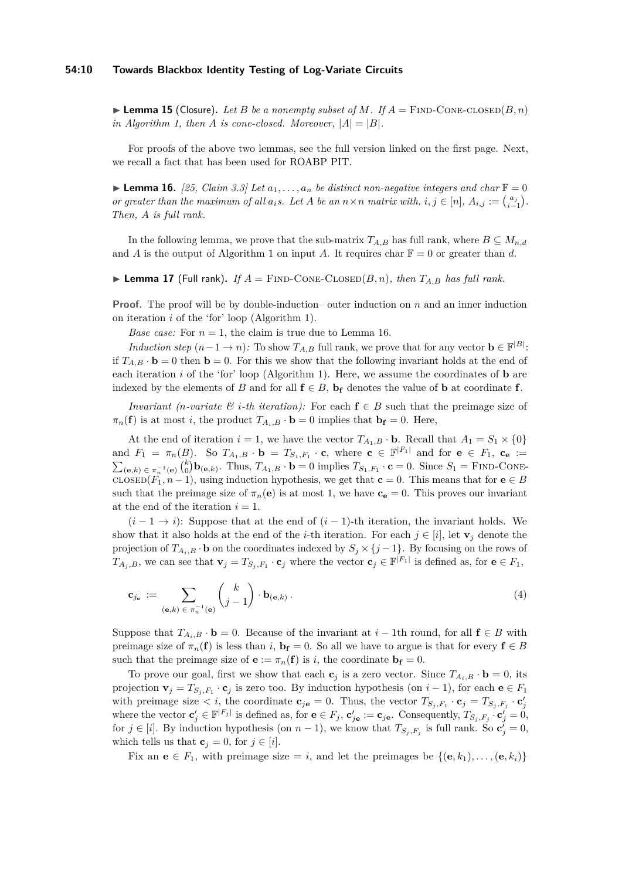▶ **Lemma 15** (Closure). *Let $B$ be a nonempty subset of $M$. If $A = \text{FIND-CONE-CLOSED}(B, n)$ in Algorithm 1, then $A$ is cone-closed. Moreover, $|A| = |B|$.*

For proofs of the above two lemmas, see the full version linked on the first page. Next, we recall a fact that has been used for ROABP PIT.

▶ **Lemma 16.** *[25, Claim 3.3] Let $a_1, \ldots, a_n$ be distinct non-negative integers and char $\mathbb{F} = 0$ or greater than the maximum of all $a_i$s. Let $A$ be an $n \times n$ matrix with, $i, j \in [n]$, $A_{i,j} := \binom{a_j}{i-1}$. Then, $A$ is full rank.*

In the following lemma, we prove that the sub-matrix $T_{A,B}$ has full rank, where $B \subseteq M_{n,d}$ and $A$ is the output of Algorithm 1 on input $A$. It requires char $\mathbb{F} = 0$ or greater than $d$.

▶ **Lemma 17** (Full rank). *If $A = \text{FIND-CONE-CLOSED}(B, n)$, then $T_{A,B}$ has full rank.*

**Proof.** The proof will be by double-induction– outer induction on $n$ and an inner induction on iteration $i$ of the 'for' loop (Algorithm 1).

*Base case:* For $n = 1$, the claim is true due to Lemma 16.

*Induction step* $(n-1 \to n)$*:* To show $T_{A,B}$ full rank, we prove that for any vector $\mathbf{b} \in \mathbb{F}^{|B|}$: if $T_{A,B} \cdot \mathbf{b} = 0$ then $\mathbf{b} = 0$. For this we show that the following invariant holds at the end of each iteration $i$ of the 'for' loop (Algorithm 1). Here, we assume the coordinates of $\mathbf{b}$ are indexed by the elements of $B$ and for all $\mathbf{f} \in B$, $\mathbf{b_f}$ denotes the value of $\mathbf{b}$ at coordinate $\mathbf{f}$.

*Invariant (n-variate & i-th iteration):* For each $\mathbf{f} \in B$ such that the preimage size of $\pi_n(\mathbf{f})$ is at most $i$, the product $T_{A_i,B} \cdot \mathbf{b} = 0$ implies that $\mathbf{b_f} = 0$. Here,

At the end of iteration $i = 1$, we have the vector $T_{A_1,B} \cdot \mathbf{b}$. Recall that $A_1 = S_1 \times \{0\}$ and $F_1 = \pi_n(B)$. So $T_{A_1,B} \cdot \mathbf{b} = T_{S_1,F_1} \cdot \mathbf{c}$, where $\mathbf{c} \in \mathbb{F}^{|F_1|}$ and for $\mathbf{e} \in F_1$, $\mathbf{c_e} := \sum_{(\mathbf{e},k) \in \pi_n^{-1}(\mathbf{e})} \binom{k}{0} \mathbf{b}_{(\mathbf{e},k)}$. Thus, $T_{A_1,B} \cdot \mathbf{b} = 0$ implies $T_{S_1,F_1} \cdot \mathbf{c} = 0$. Since $S_1 = \text{FIND-CONE-CLOSED}(F_1, n-1)$, using induction hypothesis, we get that $\mathbf{c} = 0$. This means that for $\mathbf{e} \in B$ such that the preimage size of $\pi_n(\mathbf{e})$ is at most 1, we have $\mathbf{c_e} = 0$. This proves our invariant at the end of the iteration $i = 1$.

$(i-1 \to i)$: Suppose that at the end of $(i-1)$-th iteration, the invariant holds. We show that it also holds at the end of the $i$-th iteration. For each $j \in [i]$, let $\mathbf{v}_j$ denote the projection of $T_{A_i,B} \cdot \mathbf{b}$ on the coordinates indexed by $S_j \times \{j-1\}$. By focusing on the rows of $T_{A_j,B}$, we can see that $\mathbf{v}_j = T_{S_j,F_1} \cdot \mathbf{c}_j$ where the vector $\mathbf{c}_j \in \mathbb{F}^{|F_1|}$ is defined as, for $\mathbf{e} \in F_1$,

$$\mathbf{c}_{j\mathbf{e}} := \sum_{(\mathbf{e},k) \in \pi_n^{-1}(\mathbf{e})} \binom{k}{j-1} \cdot \mathbf{b}_{(\mathbf{e},k)} . \tag{4}$$

Suppose that $T_{A_i,B} \cdot \mathbf{b} = 0$. Because of the invariant at $i-1$th round, for all $\mathbf{f} \in B$ with preimage size of $\pi_n(\mathbf{f})$ is less than $i$, $\mathbf{b_f} = 0$. So all we have to argue is that for every $\mathbf{f} \in B$ such that the preimage size of $\mathbf{e} := \pi_n(\mathbf{f})$ is $i$, the coordinate $\mathbf{b_f} = 0$.

To prove our goal, first we show that each $\mathbf{c}_j$ is a zero vector. Since $T_{A_i,B} \cdot \mathbf{b} = 0$, its projection $\mathbf{v}_j = T_{S_j,F_1} \cdot \mathbf{c}_j$ is zero too. By induction hypothesis (on $i-1$), for each $\mathbf{e} \in F_1$ with preimage size $< i$, the coordinate $\mathbf{c}_{j\mathbf{e}} = 0$. Thus, the vector $T_{S_j,F_1} \cdot \mathbf{c}_j = T_{S_j,F_j} \cdot \mathbf{c}'_j$ where the vector $\mathbf{c}'_j \in \mathbb{F}^{|F_j|}$ is defined as, for $\mathbf{e} \in F_j$, $\mathbf{c}'_{j\mathbf{e}} := \mathbf{c}_{j\mathbf{e}}$. Consequently, $T_{S_j,F_j} \cdot \mathbf{c}'_j = 0$, for $j \in [i]$. By induction hypothesis (on $n-1$), we know that $T_{S_j,F_j}$ is full rank. So $\mathbf{c}'_j = 0$, which tells us that $\mathbf{c}_j = 0$, for $j \in [i]$.

Fix an $\mathbf{e} \in F_1$, with preimage size $= i$, and let the preimages be $\{(\mathbf{e}, k_1), \ldots, (\mathbf{e}, k_i)\}$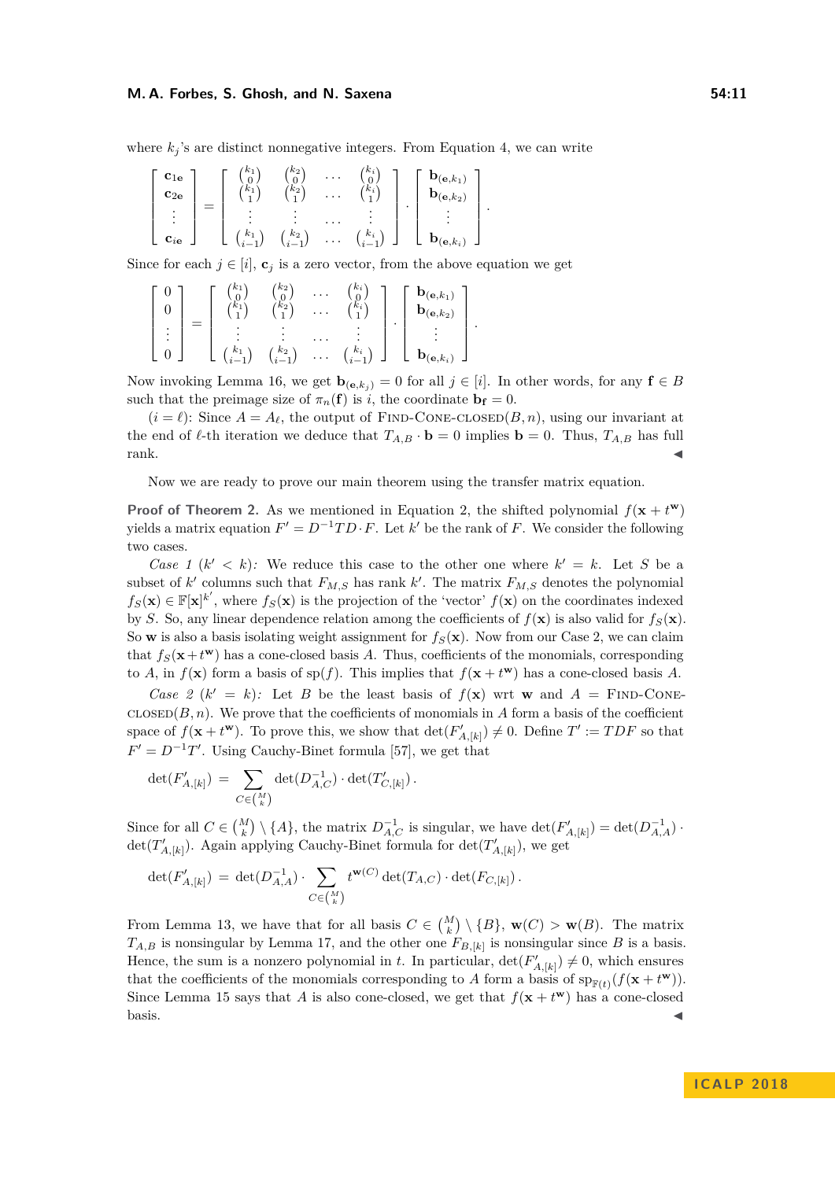where $k_j$'s are distinct nonnegative integers. From Equation 4, we can write

$$\begin{bmatrix} \mathbf{c}_{1\mathbf{e}} \\ \mathbf{c}_{2\mathbf{e}} \\ \vdots \\ \mathbf{c}_{i\mathbf{e}} \end{bmatrix} = \begin{bmatrix} \binom{k_1}{0} & \binom{k_2}{0} & \dots & \binom{k_i}{0} \\ \binom{k_1}{1} & \binom{k_2}{1} & \dots & \binom{k_i}{1} \\ \vdots & \vdots & \dots & \vdots \\ \binom{k_1}{i-1} & \binom{k_2}{i-1} & \dots & \binom{k_i}{i-1} \end{bmatrix} \cdot \begin{bmatrix} \mathbf{b}_{(\mathbf{e},k_1)} \\ \mathbf{b}_{(\mathbf{e},k_2)} \\ \vdots \\ \mathbf{b}_{(\mathbf{e},k_i)} \end{bmatrix}.$$

Since for each $j \in [i]$, $\mathbf{c}_j$ is a zero vector, from the above equation we get

$$\begin{bmatrix} 0 \\ 0 \\ \vdots \\ 0 \end{bmatrix} = \begin{bmatrix} \binom{k_1}{0} & \binom{k_2}{0} & \dots & \binom{k_i}{0} \\ \binom{k_1}{1} & \binom{k_2}{1} & \dots & \binom{k_i}{1} \\ \vdots & \vdots & \dots & \vdots \\ \binom{k_1}{i-1} & \binom{k_2}{i-1} & \dots & \binom{k_i}{i-1} \end{bmatrix} \cdot \begin{bmatrix} \mathbf{b}_{(\mathbf{e},k_1)} \\ \mathbf{b}_{(\mathbf{e},k_2)} \\ \vdots \\ \mathbf{b}_{(\mathbf{e},k_i)} \end{bmatrix}.$$

Now invoking Lemma 16, we get $\mathbf{b}_{(\mathbf{e},k_j)} = 0$ for all $j \in [i]$. In other words, for any $\mathbf{f} \in B$ such that the preimage size of $\pi_n(\mathbf{f})$ is $i$, the coordinate $\mathbf{b_f} = 0$.

($i = \ell$): Since $A = A_\ell$, the output of FIND-CONE-CLOSED$(B, n)$, using our invariant at the end of $\ell$-th iteration we deduce that $T_{A,B} \cdot \mathbf{b} = 0$ implies $\mathbf{b} = 0$. Thus, $T_{A,B}$ has full rank. ◀

Now we are ready to prove our main theorem using the transfer matrix equation.

**Proof of Theorem 2.** As we mentioned in Equation 2, the shifted polynomial $f(\mathbf{x} + t^{\mathbf{w}})$ yields a matrix equation $F' = D^{-1}TD \cdot F$. Let $k'$ be the rank of $F$. We consider the following two cases.

*Case 1* ($k' < k$): We reduce this case to the other one where $k' = k$. Let $S$ be a subset of $k'$ columns such that $F_{M,S}$ has rank $k'$. The matrix $F_{M,S}$ denotes the polynomial $f_S(\mathbf{x}) \in \mathbb{F}[\mathbf{x}]^{k'}$, where $f_S(\mathbf{x})$ is the projection of the 'vector' $f(\mathbf{x})$ on the coordinates indexed by $S$. So, any linear dependence relation among the coefficients of $f(\mathbf{x})$ is also valid for $f_S(\mathbf{x})$. So $\mathbf{w}$ is also a basis isolating weight assignment for $f_S(\mathbf{x})$. Now from our Case 2, we can claim that $f_S(\mathbf{x}+t^{\mathbf{w}})$ has a cone-closed basis $A$. Thus, coefficients of the monomials, corresponding to $A$, in $f(\mathbf{x})$ form a basis of $\mathrm{sp}(f)$. This implies that $f(\mathbf{x} + t^{\mathbf{w}})$ has a cone-closed basis $A$.

*Case 2* ($k' = k$): Let $B$ be the least basis of $f(\mathbf{x})$ wrt $\mathbf{w}$ and $A =$ FIND-CONE-CLOSED$(B, n)$. We prove that the coefficients of monomials in $A$ form a basis of the coefficient space of $f(\mathbf{x} + t^{\mathbf{w}})$. To prove this, we show that $\det(F'_{A,[k]}) \neq 0$. Define $T' := TDF$ so that $F' = D^{-1}T'$. Using Cauchy-Binet formula [57], we get that

$$\det(F'_{A,[k]}) \;=\; \sum_{C \in \binom{M}{k}} \det(D^{-1}_{A,C}) \cdot \det(T'_{C,[k]})\,.$$

Since for all $C \in \binom{M}{k} \setminus \{A\}$, the matrix $D^{-1}_{A,C}$ is singular, we have $\det(F'_{A,[k]}) = \det(D^{-1}_{A,A}) \cdot \det(T'_{A,[k]})$. Again applying Cauchy-Binet formula for $\det(T'_{A,[k]})$, we get

$$\det(F'_{A,[k]}) \;=\; \det(D^{-1}_{A,A}) \cdot \sum_{C \in \binom{M}{k}} t^{\mathbf{w}(C)} \det(T_{A,C}) \cdot \det(F_{C,[k]})\,.$$

From Lemma 13, we have that for all basis $C \in \binom{M}{k} \setminus \{B\}$, $\mathbf{w}(C) > \mathbf{w}(B)$. The matrix $T_{A,B}$ is nonsingular by Lemma 17, and the other one $F_{B,[k]}$ is nonsingular since $B$ is a basis. Hence, the sum is a nonzero polynomial in $t$. In particular, $\det(F'_{A,[k]}) \neq 0$, which ensures that the coefficients of the monomials corresponding to $A$ form a basis of $\mathrm{sp}_{\mathbb{F}(t)}(f(\mathbf{x} + t^{\mathbf{w}}))$. Since Lemma 15 says that $A$ is also cone-closed, we get that $f(\mathbf{x} + t^{\mathbf{w}})$ has a cone-closed basis. ◀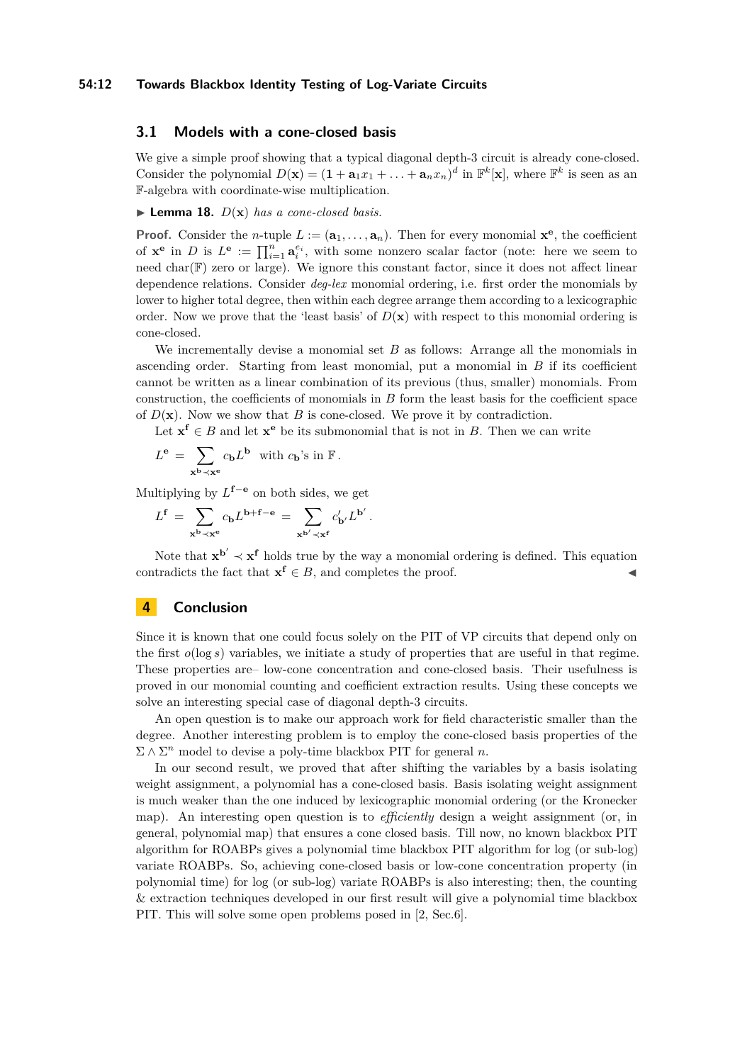### 3.1 Models with a cone-closed basis

We give a simple proof showing that a typical diagonal depth-3 circuit is already cone-closed. Consider the polynomial $D(\mathbf{x}) = (\mathbf{1} + \mathbf{a}_1 x_1 + \ldots + \mathbf{a}_n x_n)^d$ in $\mathbb{F}^k[\mathbf{x}]$, where $\mathbb{F}^k$ is seen as an $\mathbb{F}$-algebra with coordinate-wise multiplication.

▶ **Lemma 18.** *$D(\mathbf{x})$ has a cone-closed basis.*

**Proof.** Consider the $n$-tuple $L := (\mathbf{a}_1, \ldots, \mathbf{a}_n)$. Then for every monomial $\mathbf{x}^{\mathbf{e}}$, the coefficient of $\mathbf{x}^{\mathbf{e}}$ in $D$ is $L^{\mathbf{e}} := \prod_{i=1}^{n} \mathbf{a}_i^{e_i}$, with some nonzero scalar factor (note: here we seem to need char($\mathbb{F}$) zero or large). We ignore this constant factor, since it does not affect linear dependence relations. Consider *deg-lex* monomial ordering, i.e. first order the monomials by lower to higher total degree, then within each degree arrange them according to a lexicographic order. Now we prove that the 'least basis' of $D(\mathbf{x})$ with respect to this monomial ordering is cone-closed.

We incrementally devise a monomial set $B$ as follows: Arrange all the monomials in ascending order. Starting from least monomial, put a monomial in $B$ if its coefficient cannot be written as a linear combination of its previous (thus, smaller) monomials. From construction, the coefficients of monomials in $B$ form the least basis for the coefficient space of $D(\mathbf{x})$. Now we show that $B$ is cone-closed. We prove it by contradiction.

Let $\mathbf{x}^{\mathbf{f}} \in B$ and let $\mathbf{x}^{\mathbf{e}}$ be its submonomial that is not in $B$. Then we can write

$$L^{\mathbf{e}} = \sum_{\mathbf{x}^{\mathbf{b}} \prec \mathbf{x}^{\mathbf{e}}} c_{\mathbf{b}} L^{\mathbf{b}} \;\text{ with } c_{\mathbf{b}}\text{'s in } \mathbb{F}\,.$$

Multiplying by $L^{\mathbf{f}-\mathbf{e}}$ on both sides, we get

$$L^{\mathbf{f}} = \sum_{\mathbf{x}^{\mathbf{b}} \prec \mathbf{x}^{\mathbf{e}}} c_{\mathbf{b}} L^{\mathbf{b}+\mathbf{f}-\mathbf{e}} = \sum_{\mathbf{x}^{\mathbf{b}'} \prec \mathbf{x}^{\mathbf{f}}} c'_{\mathbf{b}'} L^{\mathbf{b}'}\,.$$

Note that $\mathbf{x}^{\mathbf{b}'} \prec \mathbf{x}^{\mathbf{f}}$ holds true by the way a monomial ordering is defined. This equation contradicts the fact that $\mathbf{x}^{\mathbf{f}} \in B$, and completes the proof. ◀

## 4 Conclusion

Since it is known that one could focus solely on the PIT of VP circuits that depend only on the first $o(\log s)$ variables, we initiate a study of properties that are useful in that regime. These properties are– low-cone concentration and cone-closed basis. Their usefulness is proved in our monomial counting and coefficient extraction results. Using these concepts we solve an interesting special case of diagonal depth-3 circuits.

An open question is to make our approach work for field characteristic smaller than the degree. Another interesting problem is to employ the cone-closed basis properties of the $\Sigma \wedge \Sigma^n$ model to devise a poly-time blackbox PIT for general $n$.

In our second result, we proved that after shifting the variables by a basis isolating weight assignment, a polynomial has a cone-closed basis. Basis isolating weight assignment is much weaker than the one induced by lexicographic monomial ordering (or the Kronecker map). An interesting open question is to *efficiently* design a weight assignment (or, in general, polynomial map) that ensures a cone closed basis. Till now, no known blackbox PIT algorithm for ROABPs gives a polynomial time blackbox PIT algorithm for log (or sub-log) variate ROABPs. So, achieving cone-closed basis or low-cone concentration property (in polynomial time) for log (or sub-log) variate ROABPs is also interesting; then, the counting & extraction techniques developed in our first result will give a polynomial time blackbox PIT. This will solve some open problems posed in [2, Sec.6].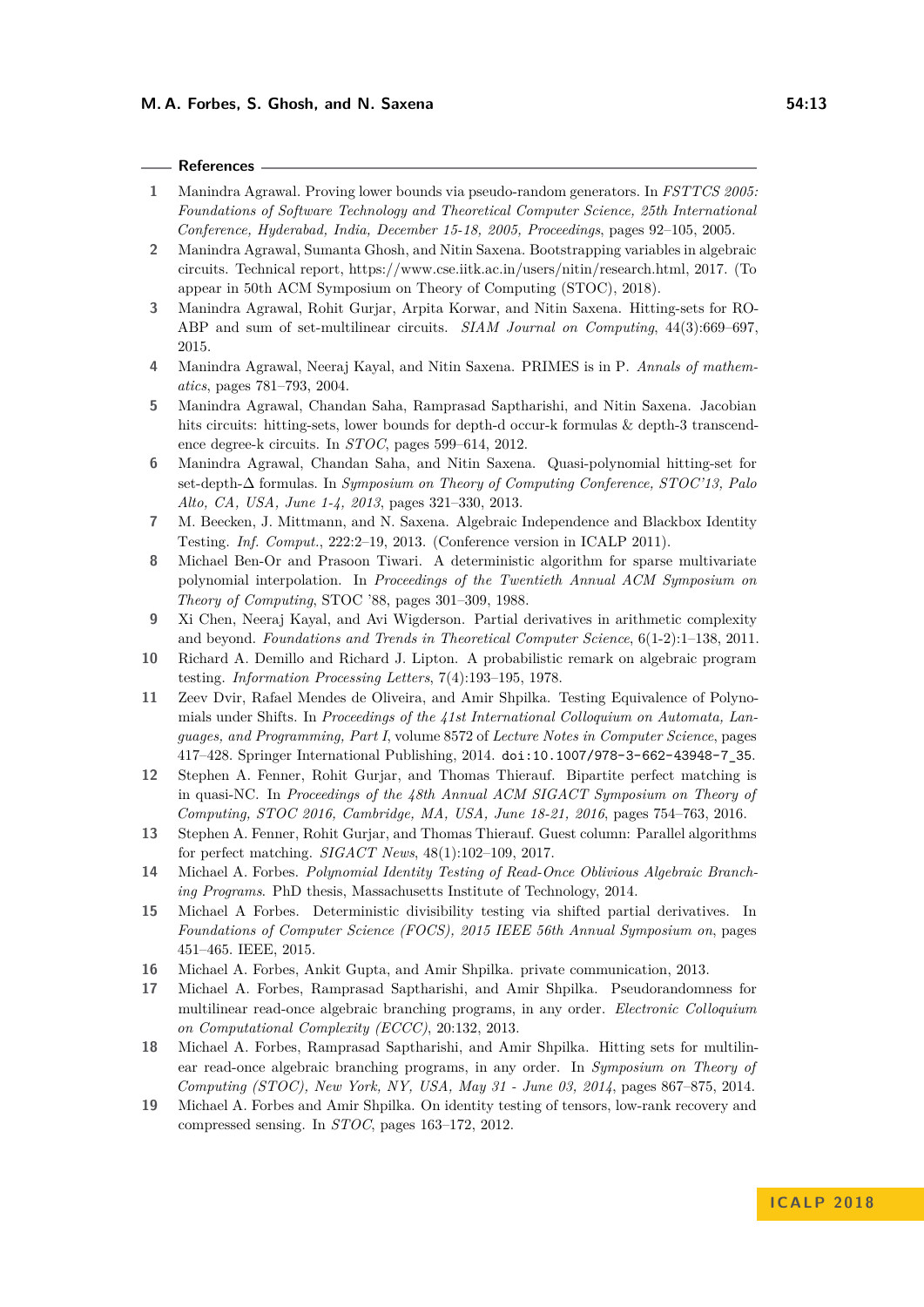## References

1. Manindra Agrawal. Proving lower bounds via pseudo-random generators. In *FSTTCS 2005: Foundations of Software Technology and Theoretical Computer Science, 25th International Conference, Hyderabad, India, December 15-18, 2005, Proceedings*, pages 92–105, 2005.
2. Manindra Agrawal, Sumanta Ghosh, and Nitin Saxena. Bootstrapping variables in algebraic circuits. Technical report, https://www.cse.iitk.ac.in/users/nitin/research.html, 2017. (To appear in 50th ACM Symposium on Theory of Computing (STOC), 2018).
3. Manindra Agrawal, Rohit Gurjar, Arpita Korwar, and Nitin Saxena. Hitting-sets for RO-ABP and sum of set-multilinear circuits. *SIAM Journal on Computing*, 44(3):669–697, 2015.
4. Manindra Agrawal, Neeraj Kayal, and Nitin Saxena. PRIMES is in P. *Annals of mathematics*, pages 781–793, 2004.
5. Manindra Agrawal, Chandan Saha, Ramprasad Saptharishi, and Nitin Saxena. Jacobian hits circuits: hitting-sets, lower bounds for depth-d occur-k formulas & depth-3 transcendence degree-k circuits. In *STOC*, pages 599–614, 2012.
6. Manindra Agrawal, Chandan Saha, and Nitin Saxena. Quasi-polynomial hitting-set for set-depth-$\Delta$ formulas. In *Symposium on Theory of Computing Conference, STOC'13, Palo Alto, CA, USA, June 1-4, 2013*, pages 321–330, 2013.
7. M. Beecken, J. Mittmann, and N. Saxena. Algebraic Independence and Blackbox Identity Testing. *Inf. Comput.*, 222:2–19, 2013. (Conference version in ICALP 2011).
8. Michael Ben-Or and Prasoon Tiwari. A deterministic algorithm for sparse multivariate polynomial interpolation. In *Proceedings of the Twentieth Annual ACM Symposium on Theory of Computing*, STOC '88, pages 301–309, 1988.
9. Xi Chen, Neeraj Kayal, and Avi Wigderson. Partial derivatives in arithmetic complexity and beyond. *Foundations and Trends in Theoretical Computer Science*, 6(1-2):1–138, 2011.
10. Richard A. Demillo and Richard J. Lipton. A probabilistic remark on algebraic program testing. *Information Processing Letters*, 7(4):193–195, 1978.
11. Zeev Dvir, Rafael Mendes de Oliveira, and Amir Shpilka. Testing Equivalence of Polynomials under Shifts. In *Proceedings of the 41st International Colloquium on Automata, Languages, and Programming, Part I*, volume 8572 of *Lecture Notes in Computer Science*, pages 417–428. Springer International Publishing, 2014. doi:10.1007/978-3-662-43948-7_35.
12. Stephen A. Fenner, Rohit Gurjar, and Thomas Thierauf. Bipartite perfect matching is in quasi-NC. In *Proceedings of the 48th Annual ACM SIGACT Symposium on Theory of Computing, STOC 2016, Cambridge, MA, USA, June 18-21, 2016*, pages 754–763, 2016.
13. Stephen A. Fenner, Rohit Gurjar, and Thomas Thierauf. Guest column: Parallel algorithms for perfect matching. *SIGACT News*, 48(1):102–109, 2017.
14. Michael A. Forbes. *Polynomial Identity Testing of Read-Once Oblivious Algebraic Branching Programs*. PhD thesis, Massachusetts Institute of Technology, 2014.
15. Michael A Forbes. Deterministic divisibility testing via shifted partial derivatives. In *Foundations of Computer Science (FOCS), 2015 IEEE 56th Annual Symposium on*, pages 451–465. IEEE, 2015.
16. Michael A. Forbes, Ankit Gupta, and Amir Shpilka. private communication, 2013.
17. Michael A. Forbes, Ramprasad Saptharishi, and Amir Shpilka. Pseudorandomness for multilinear read-once algebraic branching programs, in any order. *Electronic Colloquium on Computational Complexity (ECCC)*, 20:132, 2013.
18. Michael A. Forbes, Ramprasad Saptharishi, and Amir Shpilka. Hitting sets for multilinear read-once algebraic branching programs, in any order. In *Symposium on Theory of Computing (STOC), New York, NY, USA, May 31 - June 03, 2014*, pages 867–875, 2014.
19. Michael A. Forbes and Amir Shpilka. On identity testing of tensors, low-rank recovery and compressed sensing. In *STOC*, pages 163–172, 2012.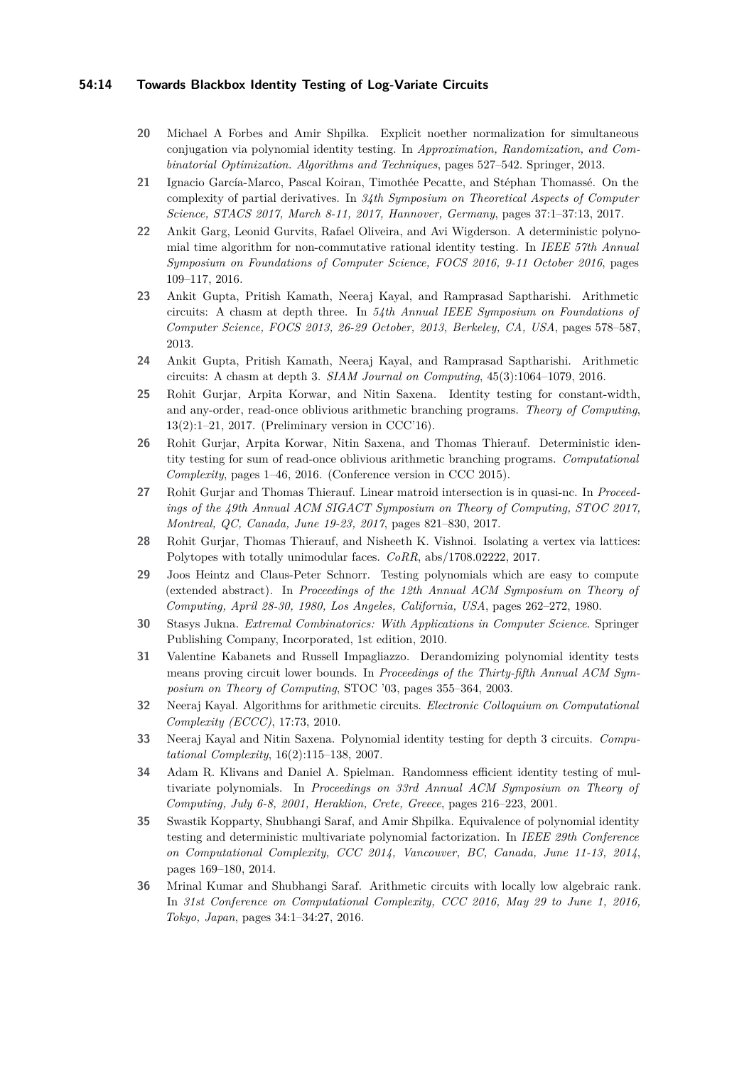**20** Michael A Forbes and Amir Shpilka. Explicit noether normalization for simultaneous conjugation via polynomial identity testing. In *Approximation, Randomization, and Combinatorial Optimization. Algorithms and Techniques*, pages 527–542. Springer, 2013.

**21** Ignacio García-Marco, Pascal Koiran, Timothée Pecatte, and Stéphan Thomassé. On the complexity of partial derivatives. In *34th Symposium on Theoretical Aspects of Computer Science, STACS 2017, March 8-11, 2017, Hannover, Germany*, pages 37:1–37:13, 2017.

**22** Ankit Garg, Leonid Gurvits, Rafael Oliveira, and Avi Wigderson. A deterministic polynomial time algorithm for non-commutative rational identity testing. In *IEEE 57th Annual Symposium on Foundations of Computer Science, FOCS 2016, 9-11 October 2016*, pages 109–117, 2016.

**23** Ankit Gupta, Pritish Kamath, Neeraj Kayal, and Ramprasad Saptharishi. Arithmetic circuits: A chasm at depth three. In *54th Annual IEEE Symposium on Foundations of Computer Science, FOCS 2013, 26-29 October, 2013, Berkeley, CA, USA*, pages 578–587, 2013.

**24** Ankit Gupta, Pritish Kamath, Neeraj Kayal, and Ramprasad Saptharishi. Arithmetic circuits: A chasm at depth 3. *SIAM Journal on Computing*, 45(3):1064–1079, 2016.

**25** Rohit Gurjar, Arpita Korwar, and Nitin Saxena. Identity testing for constant-width, and any-order, read-once oblivious arithmetic branching programs. *Theory of Computing*, 13(2):1–21, 2017. (Preliminary version in CCC'16).

**26** Rohit Gurjar, Arpita Korwar, Nitin Saxena, and Thomas Thierauf. Deterministic identity testing for sum of read-once oblivious arithmetic branching programs. *Computational Complexity*, pages 1–46, 2016. (Conference version in CCC 2015).

**27** Rohit Gurjar and Thomas Thierauf. Linear matroid intersection is in quasi-nc. In *Proceedings of the 49th Annual ACM SIGACT Symposium on Theory of Computing, STOC 2017, Montreal, QC, Canada, June 19-23, 2017*, pages 821–830, 2017.

**28** Rohit Gurjar, Thomas Thierauf, and Nisheeth K. Vishnoi. Isolating a vertex via lattices: Polytopes with totally unimodular faces. *CoRR*, abs/1708.02222, 2017.

**29** Joos Heintz and Claus-Peter Schnorr. Testing polynomials which are easy to compute (extended abstract). In *Proceedings of the 12th Annual ACM Symposium on Theory of Computing, April 28-30, 1980, Los Angeles, California, USA*, pages 262–272, 1980.

**30** Stasys Jukna. *Extremal Combinatorics: With Applications in Computer Science*. Springer Publishing Company, Incorporated, 1st edition, 2010.

**31** Valentine Kabanets and Russell Impagliazzo. Derandomizing polynomial identity tests means proving circuit lower bounds. In *Proceedings of the Thirty-fifth Annual ACM Symposium on Theory of Computing*, STOC '03, pages 355–364, 2003.

**32** Neeraj Kayal. Algorithms for arithmetic circuits. *Electronic Colloquium on Computational Complexity (ECCC)*, 17:73, 2010.

**33** Neeraj Kayal and Nitin Saxena. Polynomial identity testing for depth 3 circuits. *Computational Complexity*, 16(2):115–138, 2007.

**34** Adam R. Klivans and Daniel A. Spielman. Randomness efficient identity testing of multivariate polynomials. In *Proceedings on 33rd Annual ACM Symposium on Theory of Computing, July 6-8, 2001, Heraklion, Crete, Greece*, pages 216–223, 2001.

**35** Swastik Kopparty, Shubhangi Saraf, and Amir Shpilka. Equivalence of polynomial identity testing and deterministic multivariate polynomial factorization. In *IEEE 29th Conference on Computational Complexity, CCC 2014, Vancouver, BC, Canada, June 11-13, 2014*, pages 169–180, 2014.

**36** Mrinal Kumar and Shubhangi Saraf. Arithmetic circuits with locally low algebraic rank. In *31st Conference on Computational Complexity, CCC 2016, May 29 to June 1, 2016, Tokyo, Japan*, pages 34:1–34:27, 2016.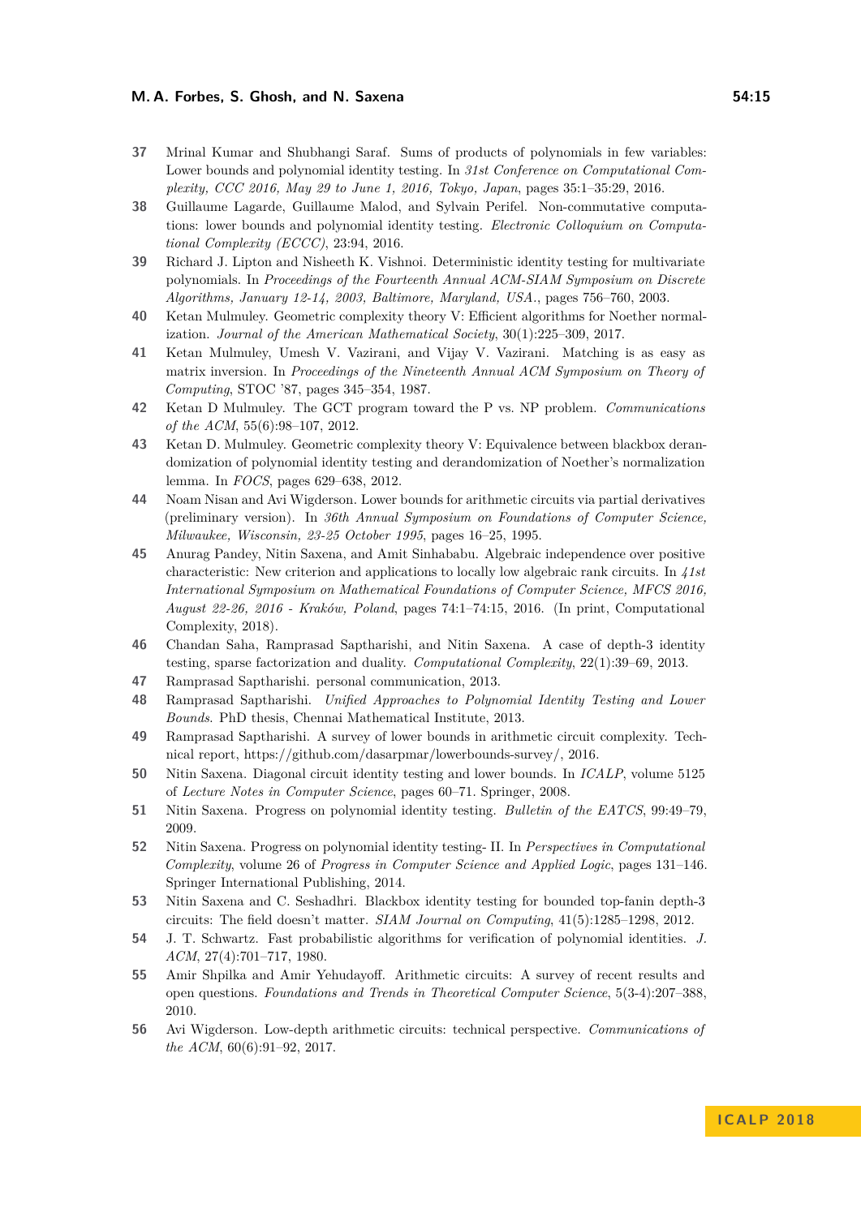37 Mrinal Kumar and Shubhangi Saraf. Sums of products of polynomials in few variables: Lower bounds and polynomial identity testing. In *31st Conference on Computational Complexity, CCC 2016, May 29 to June 1, 2016, Tokyo, Japan*, pages 35:1–35:29, 2016.

38 Guillaume Lagarde, Guillaume Malod, and Sylvain Perifel. Non-commutative computations: lower bounds and polynomial identity testing. *Electronic Colloquium on Computational Complexity (ECCC)*, 23:94, 2016.

39 Richard J. Lipton and Nisheeth K. Vishnoi. Deterministic identity testing for multivariate polynomials. In *Proceedings of the Fourteenth Annual ACM-SIAM Symposium on Discrete Algorithms, January 12-14, 2003, Baltimore, Maryland, USA.*, pages 756–760, 2003.

40 Ketan Mulmuley. Geometric complexity theory V: Efficient algorithms for Noether normalization. *Journal of the American Mathematical Society*, 30(1):225–309, 2017.

41 Ketan Mulmuley, Umesh V. Vazirani, and Vijay V. Vazirani. Matching is as easy as matrix inversion. In *Proceedings of the Nineteenth Annual ACM Symposium on Theory of Computing*, STOC '87, pages 345–354, 1987.

42 Ketan D Mulmuley. The GCT program toward the P vs. NP problem. *Communications of the ACM*, 55(6):98–107, 2012.

43 Ketan D. Mulmuley. Geometric complexity theory V: Equivalence between blackbox derandomization of polynomial identity testing and derandomization of Noether's normalization lemma. In *FOCS*, pages 629–638, 2012.

44 Noam Nisan and Avi Wigderson. Lower bounds for arithmetic circuits via partial derivatives (preliminary version). In *36th Annual Symposium on Foundations of Computer Science, Milwaukee, Wisconsin, 23-25 October 1995*, pages 16–25, 1995.

45 Anurag Pandey, Nitin Saxena, and Amit Sinhababu. Algebraic independence over positive characteristic: New criterion and applications to locally low algebraic rank circuits. In *41st International Symposium on Mathematical Foundations of Computer Science, MFCS 2016, August 22-26, 2016 - Kraków, Poland*, pages 74:1–74:15, 2016. (In print, Computational Complexity, 2018).

46 Chandan Saha, Ramprasad Saptharishi, and Nitin Saxena. A case of depth-3 identity testing, sparse factorization and duality. *Computational Complexity*, 22(1):39–69, 2013.

47 Ramprasad Saptharishi. personal communication, 2013.

48 Ramprasad Saptharishi. *Unified Approaches to Polynomial Identity Testing and Lower Bounds*. PhD thesis, Chennai Mathematical Institute, 2013.

49 Ramprasad Saptharishi. A survey of lower bounds in arithmetic circuit complexity. Technical report, https://github.com/dasarpmar/lowerbounds-survey/, 2016.

50 Nitin Saxena. Diagonal circuit identity testing and lower bounds. In *ICALP*, volume 5125 of *Lecture Notes in Computer Science*, pages 60–71. Springer, 2008.

51 Nitin Saxena. Progress on polynomial identity testing. *Bulletin of the EATCS*, 99:49–79, 2009.

52 Nitin Saxena. Progress on polynomial identity testing- II. In *Perspectives in Computational Complexity*, volume 26 of *Progress in Computer Science and Applied Logic*, pages 131–146. Springer International Publishing, 2014.

53 Nitin Saxena and C. Seshadhri. Blackbox identity testing for bounded top-fanin depth-3 circuits: The field doesn't matter. *SIAM Journal on Computing*, 41(5):1285–1298, 2012.

54 J. T. Schwartz. Fast probabilistic algorithms for verification of polynomial identities. *J. ACM*, 27(4):701–717, 1980.

55 Amir Shpilka and Amir Yehudayoff. Arithmetic circuits: A survey of recent results and open questions. *Foundations and Trends in Theoretical Computer Science*, 5(3-4):207–388, 2010.

56 Avi Wigderson. Low-depth arithmetic circuits: technical perspective. *Communications of the ACM*, 60(6):91–92, 2017.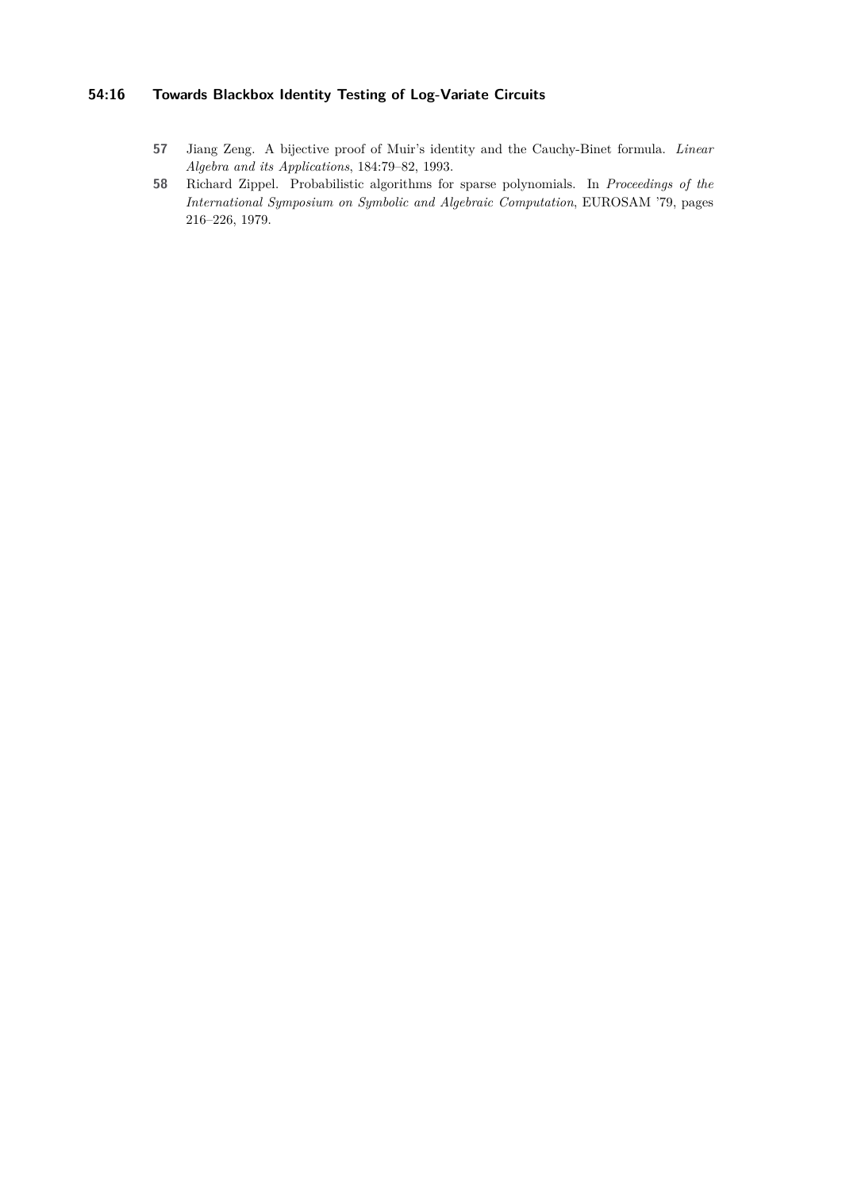57 Jiang Zeng. A bijective proof of Muir's identity and the Cauchy-Binet formula. *Linear Algebra and its Applications*, 184:79–82, 1993.

58 Richard Zippel. Probabilistic algorithms for sparse polynomials. In *Proceedings of the International Symposium on Symbolic and Algebraic Computation*, EUROSAM '79, pages 216–226, 1979.